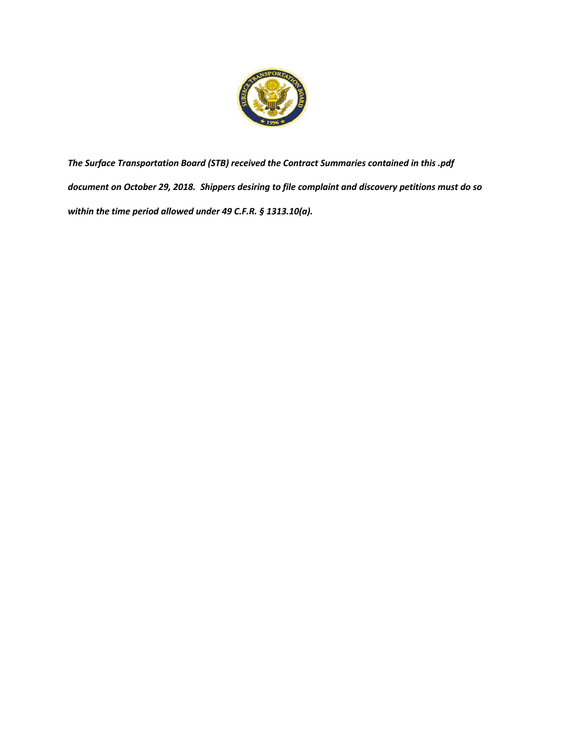*The Surface Transportation Board (STB) received the Contract Summaries contained in this .pdf document on October 29, 2018. Shippers desiring to file complaint and discovery petitions must do so within the time period allowed under 49 C.F.R. § 1313.10(a).*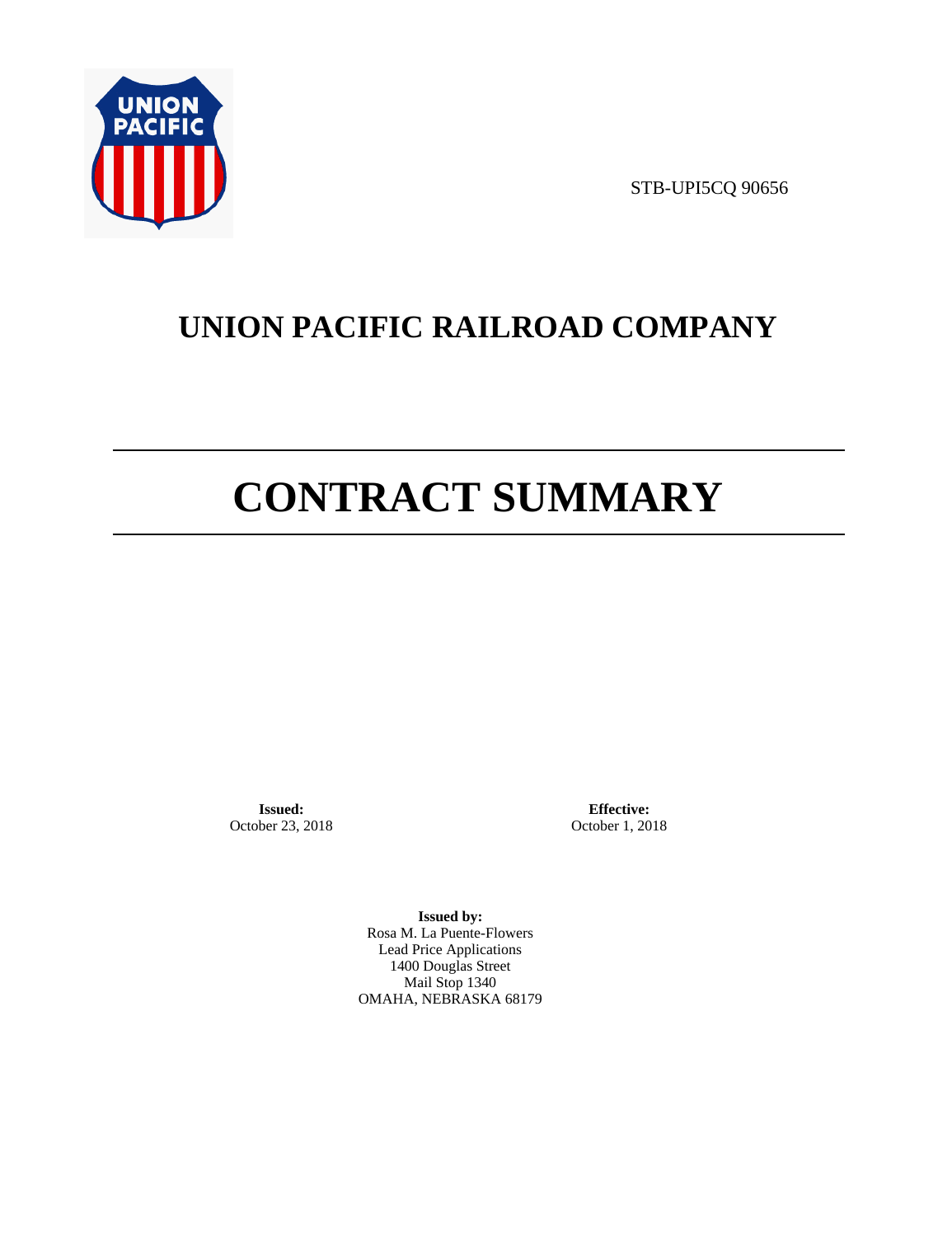STB-UPI5CQ 90656

# UNION PACIFIC RAILROAD COMPANY

# CONTRACT SUMMARY

**Issued:**
October 23, 2018

**Effective:**
October 1, 2018

**Issued by:**
Rosa M. La Puente-Flowers
Lead Price Applications
1400 Douglas Street
Mail Stop 1340
OMAHA, NEBRASKA 68179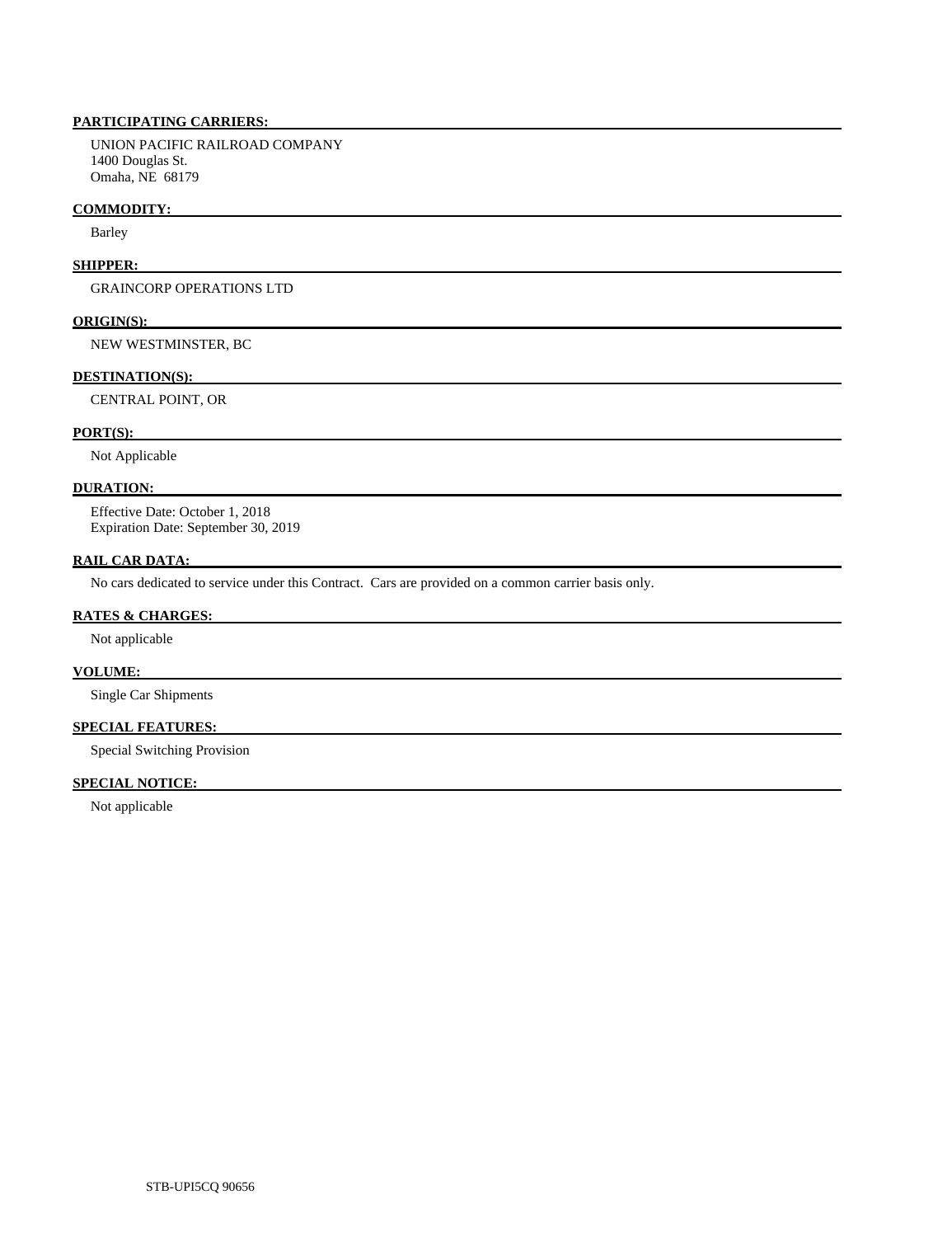**PARTICIPATING CARRIERS:**

UNION PACIFIC RAILROAD COMPANY
1400 Douglas St.
Omaha, NE 68179

**COMMODITY:**

Barley

**SHIPPER:**

GRAINCORP OPERATIONS LTD

**ORIGIN(S):**

NEW WESTMINSTER, BC

**DESTINATION(S):**

CENTRAL POINT, OR

**PORT(S):**

Not Applicable

**DURATION:**

Effective Date: October 1, 2018
Expiration Date: September 30, 2019

**RAIL CAR DATA:**

No cars dedicated to service under this Contract. Cars are provided on a common carrier basis only.

**RATES & CHARGES:**

Not applicable

**VOLUME:**

Single Car Shipments

**SPECIAL FEATURES:**

Special Switching Provision

**SPECIAL NOTICE:**

Not applicable

STB-UPI5CQ 90656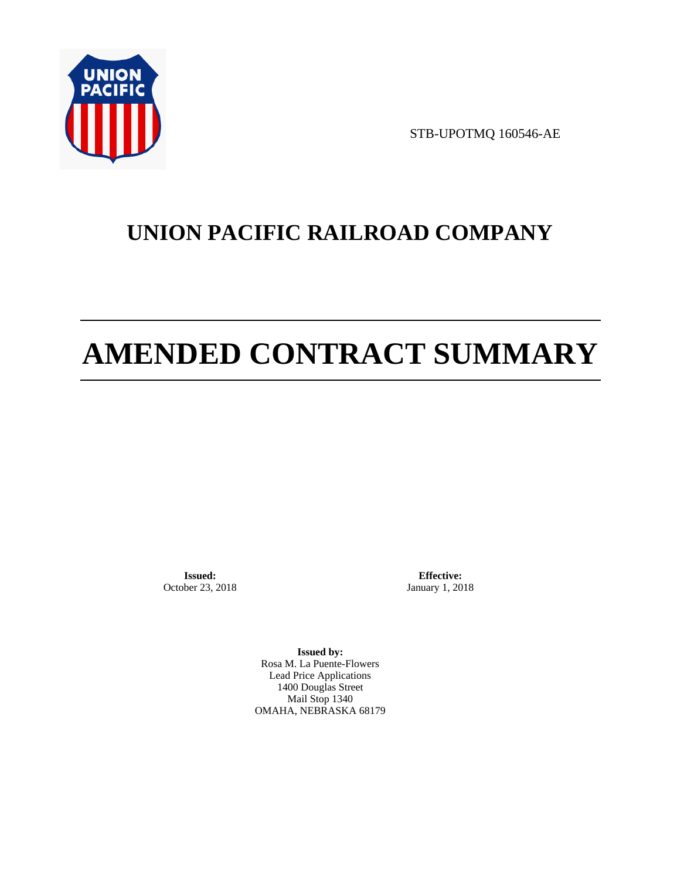STB-UPOTMQ 160546-AE

# UNION PACIFIC RAILROAD COMPANY

# AMENDED CONTRACT SUMMARY

**Issued:**
October 23, 2018

**Effective:**
January 1, 2018

**Issued by:**
Rosa M. La Puente-Flowers
Lead Price Applications
1400 Douglas Street
Mail Stop 1340
OMAHA, NEBRASKA 68179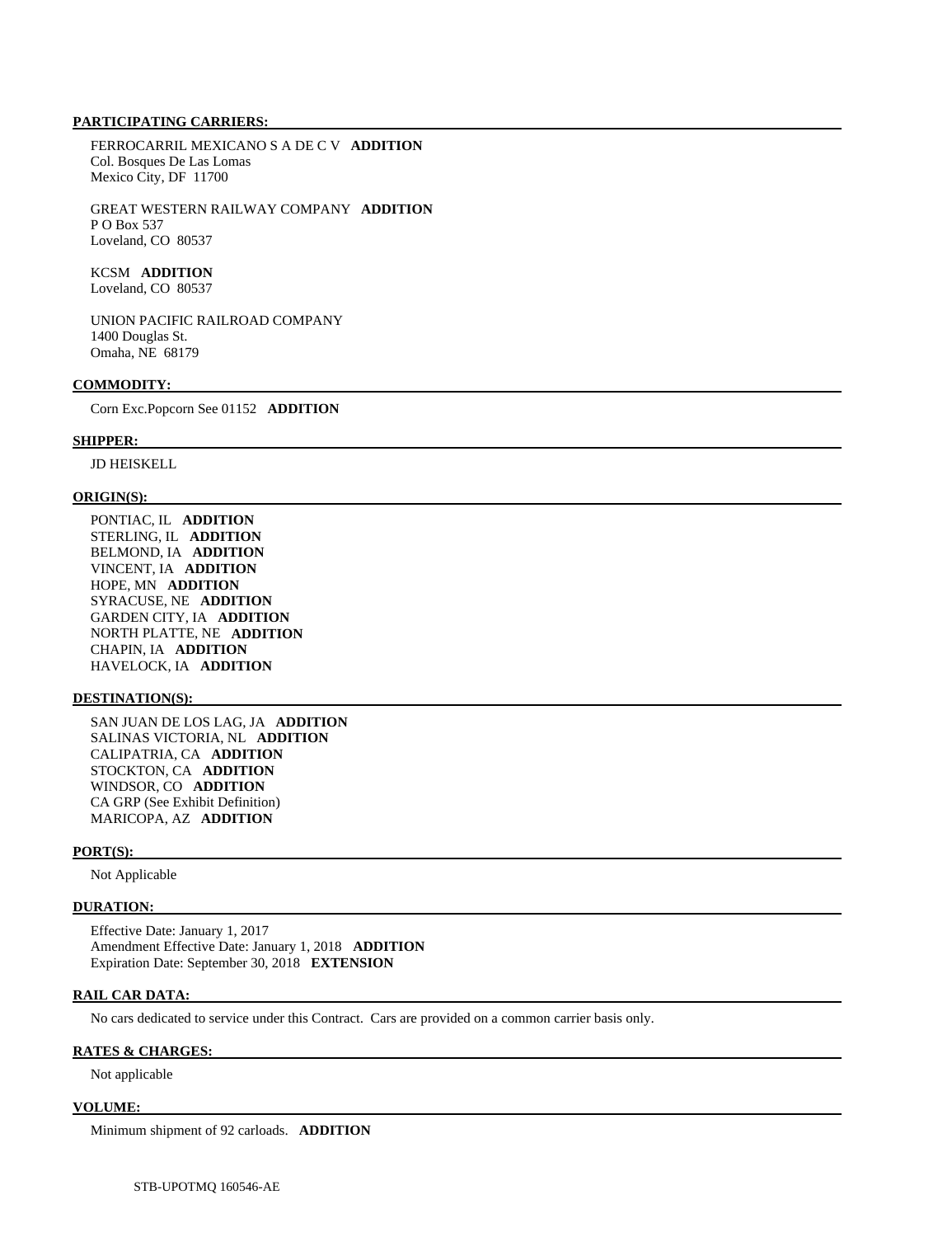#### PARTICIPATING CARRIERS:

FERROCARRIL MEXICANO S A DE C V **ADDITION**
Col. Bosques De Las Lomas
Mexico City, DF 11700

GREAT WESTERN RAILWAY COMPANY **ADDITION**
P O Box 537
Loveland, CO 80537

KCSM **ADDITION**
Loveland, CO 80537

UNION PACIFIC RAILROAD COMPANY
1400 Douglas St.
Omaha, NE 68179

#### COMMODITY:

Corn Exc.Popcorn See 01152 **ADDITION**

#### SHIPPER:

JD HEISKELL

#### ORIGIN(S):

PONTIAC, IL **ADDITION**
STERLING, IL **ADDITION**
BELMOND, IA **ADDITION**
VINCENT, IA **ADDITION**
HOPE, MN **ADDITION**
SYRACUSE, NE **ADDITION**
GARDEN CITY, IA **ADDITION**
NORTH PLATTE, NE **ADDITION**
CHAPIN, IA **ADDITION**
HAVELOCK, IA **ADDITION**

#### DESTINATION(S):

SAN JUAN DE LOS LAG, JA **ADDITION**
SALINAS VICTORIA, NL **ADDITION**
CALIPATRIA, CA **ADDITION**
STOCKTON, CA **ADDITION**
WINDSOR, CO **ADDITION**
CA GRP (See Exhibit Definition)
MARICOPA, AZ **ADDITION**

#### PORT(S):

Not Applicable

#### DURATION:

Effective Date: January 1, 2017
Amendment Effective Date: January 1, 2018 **ADDITION**
Expiration Date: September 30, 2018 **EXTENSION**

#### RAIL CAR DATA:

No cars dedicated to service under this Contract. Cars are provided on a common carrier basis only.

#### RATES & CHARGES:

Not applicable

#### VOLUME:

Minimum shipment of 92 carloads. **ADDITION**

STB-UPOTMQ 160546-AE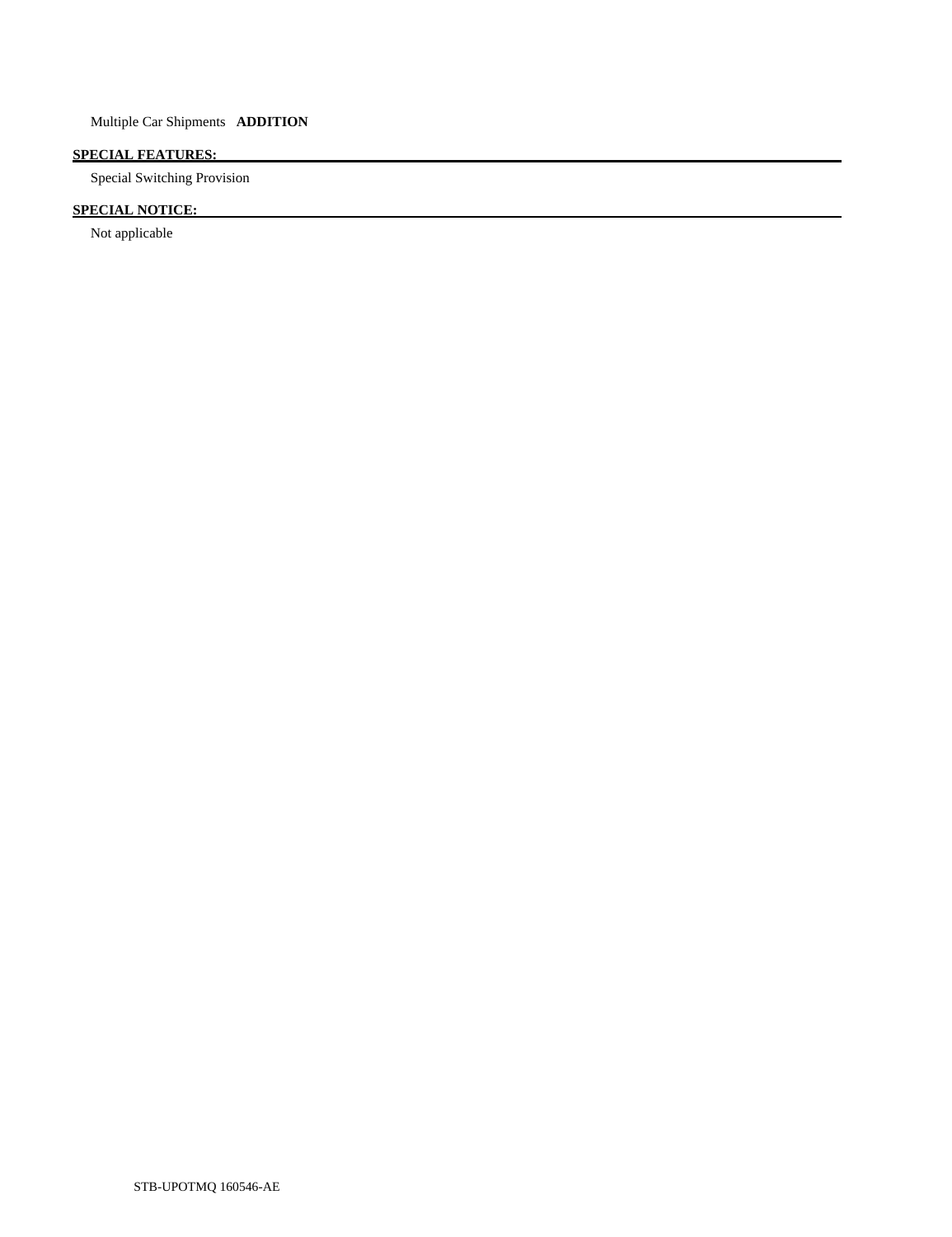Multiple Car Shipments **ADDITION**

**SPECIAL FEATURES:**

Special Switching Provision

**SPECIAL NOTICE:**

Not applicable

STB-UPOTMQ 160546-AE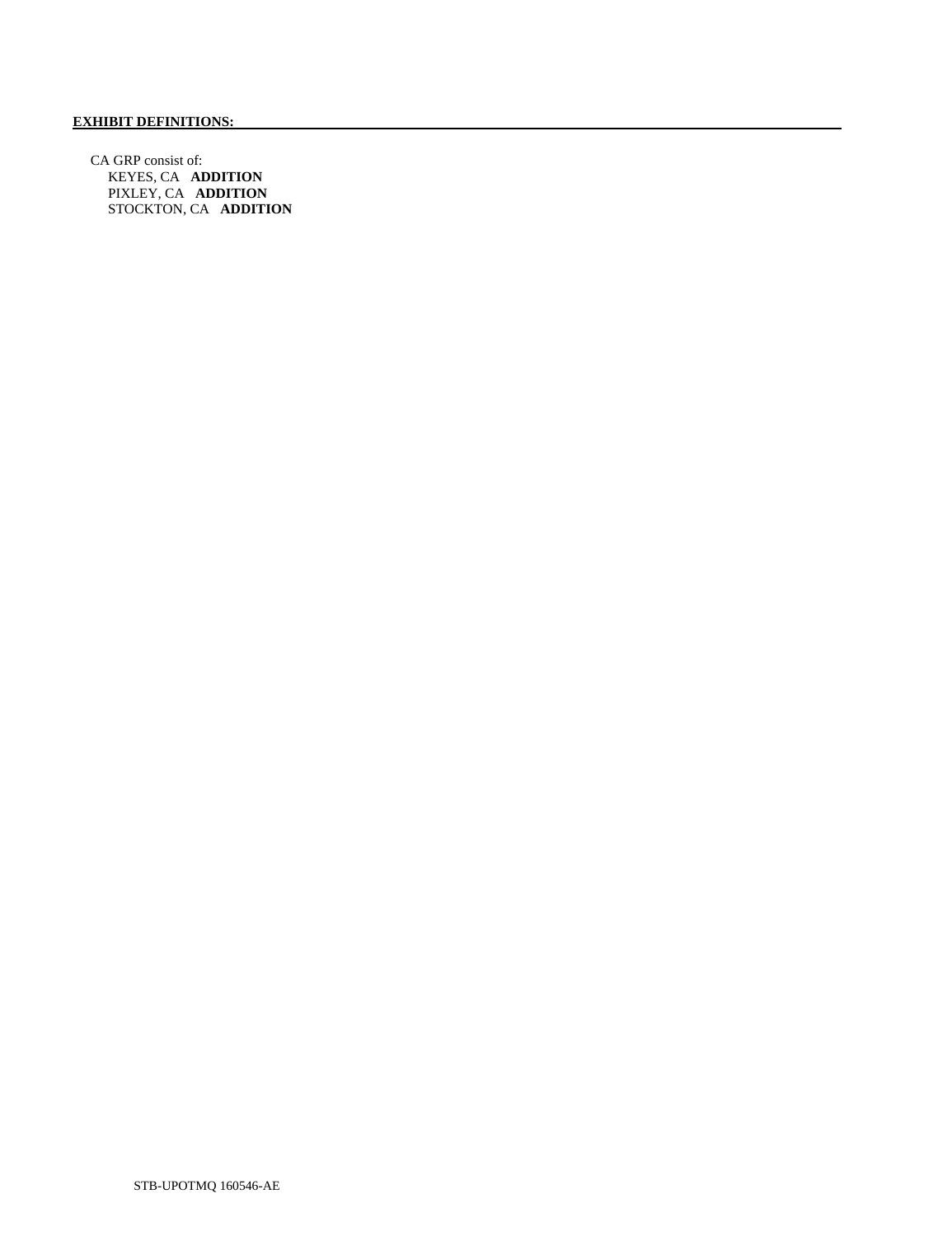**EXHIBIT DEFINITIONS:**

CA GRP consist of:
- KEYES, CA **ADDITION**
- PIXLEY, CA **ADDITION**
- STOCKTON, CA **ADDITION**

STB-UPOTMQ 160546-AE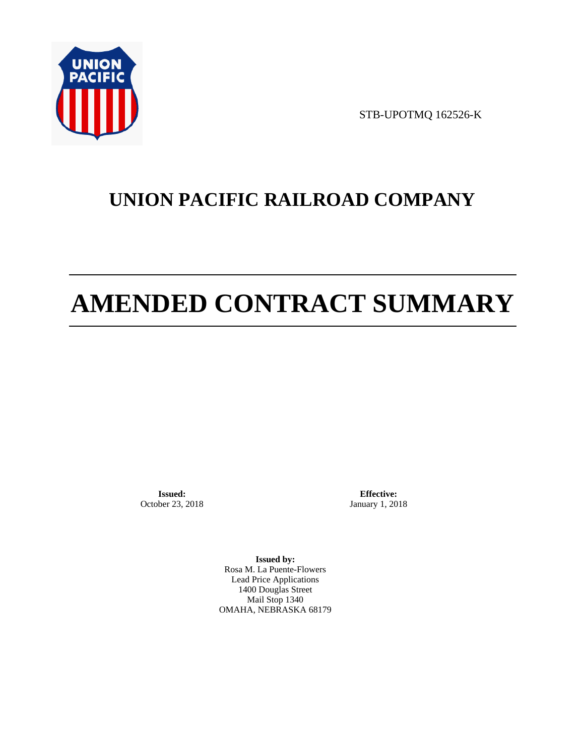STB-UPOTMQ 162526-K

# UNION PACIFIC RAILROAD COMPANY

# AMENDED CONTRACT SUMMARY

**Issued:**
October 23, 2018

**Effective:**
January 1, 2018

**Issued by:**
Rosa M. La Puente-Flowers
Lead Price Applications
1400 Douglas Street
Mail Stop 1340
OMAHA, NEBRASKA 68179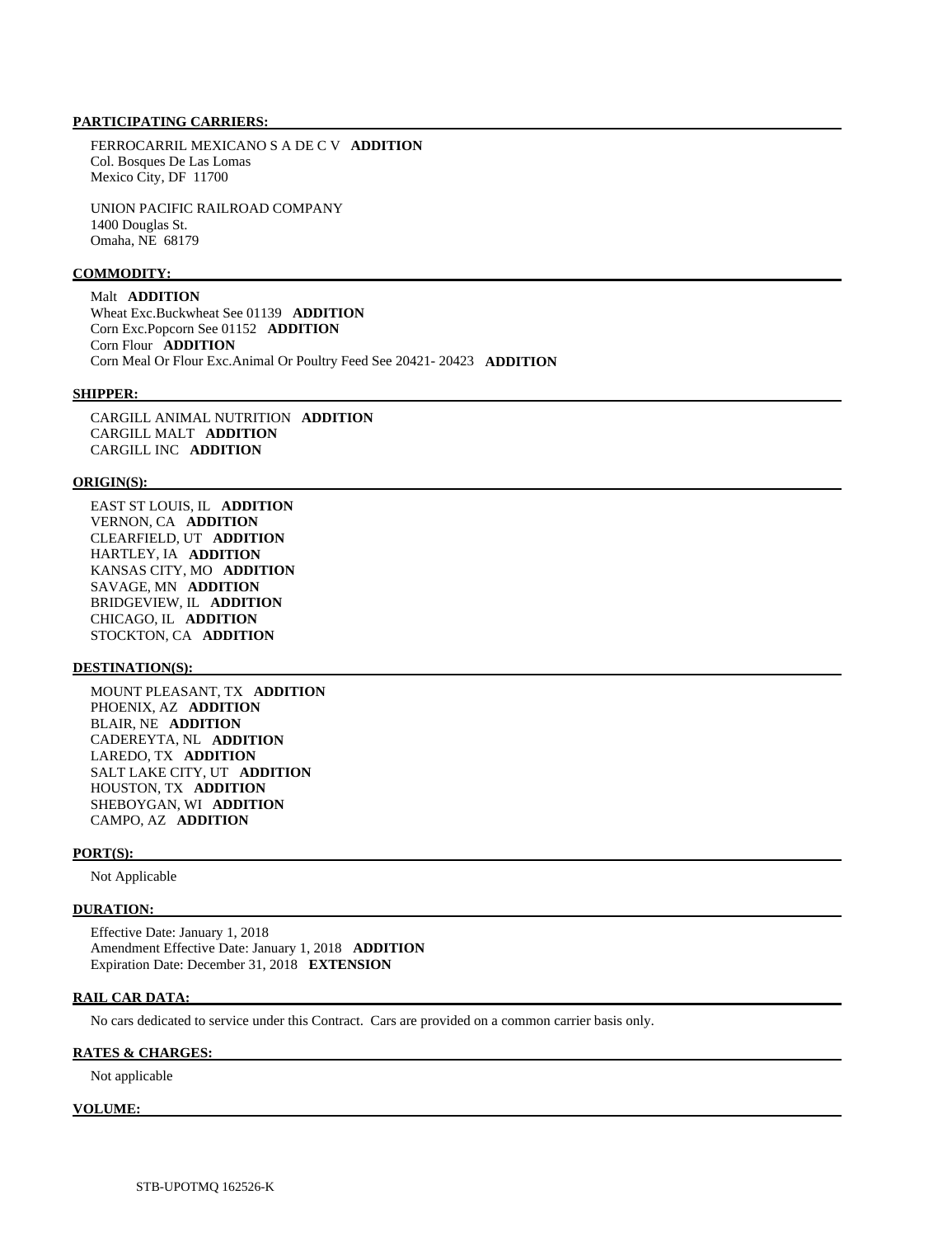#### PARTICIPATING CARRIERS:

FERROCARRIL MEXICANO S A DE C V **ADDITION**
Col. Bosques De Las Lomas
Mexico City, DF 11700

UNION PACIFIC RAILROAD COMPANY
1400 Douglas St.
Omaha, NE 68179

#### COMMODITY:

Malt **ADDITION**
Wheat Exc.Buckwheat See 01139 **ADDITION**
Corn Exc.Popcorn See 01152 **ADDITION**
Corn Flour **ADDITION**
Corn Meal Or Flour Exc.Animal Or Poultry Feed See 20421- 20423 **ADDITION**

#### SHIPPER:

CARGILL ANIMAL NUTRITION **ADDITION**
CARGILL MALT **ADDITION**
CARGILL INC **ADDITION**

#### ORIGIN(S):

EAST ST LOUIS, IL **ADDITION**
VERNON, CA **ADDITION**
CLEARFIELD, UT **ADDITION**
HARTLEY, IA **ADDITION**
KANSAS CITY, MO **ADDITION**
SAVAGE, MN **ADDITION**
BRIDGEVIEW, IL **ADDITION**
CHICAGO, IL **ADDITION**
STOCKTON, CA **ADDITION**

#### DESTINATION(S):

MOUNT PLEASANT, TX **ADDITION**
PHOENIX, AZ **ADDITION**
BLAIR, NE **ADDITION**
CADEREYTA, NL **ADDITION**
LAREDO, TX **ADDITION**
SALT LAKE CITY, UT **ADDITION**
HOUSTON, TX **ADDITION**
SHEBOYGAN, WI **ADDITION**
CAMPO, AZ **ADDITION**

#### PORT(S):

Not Applicable

#### DURATION:

Effective Date: January 1, 2018
Amendment Effective Date: January 1, 2018 **ADDITION**
Expiration Date: December 31, 2018 **EXTENSION**

#### RAIL CAR DATA:

No cars dedicated to service under this Contract. Cars are provided on a common carrier basis only.

#### RATES & CHARGES:

Not applicable

#### VOLUME: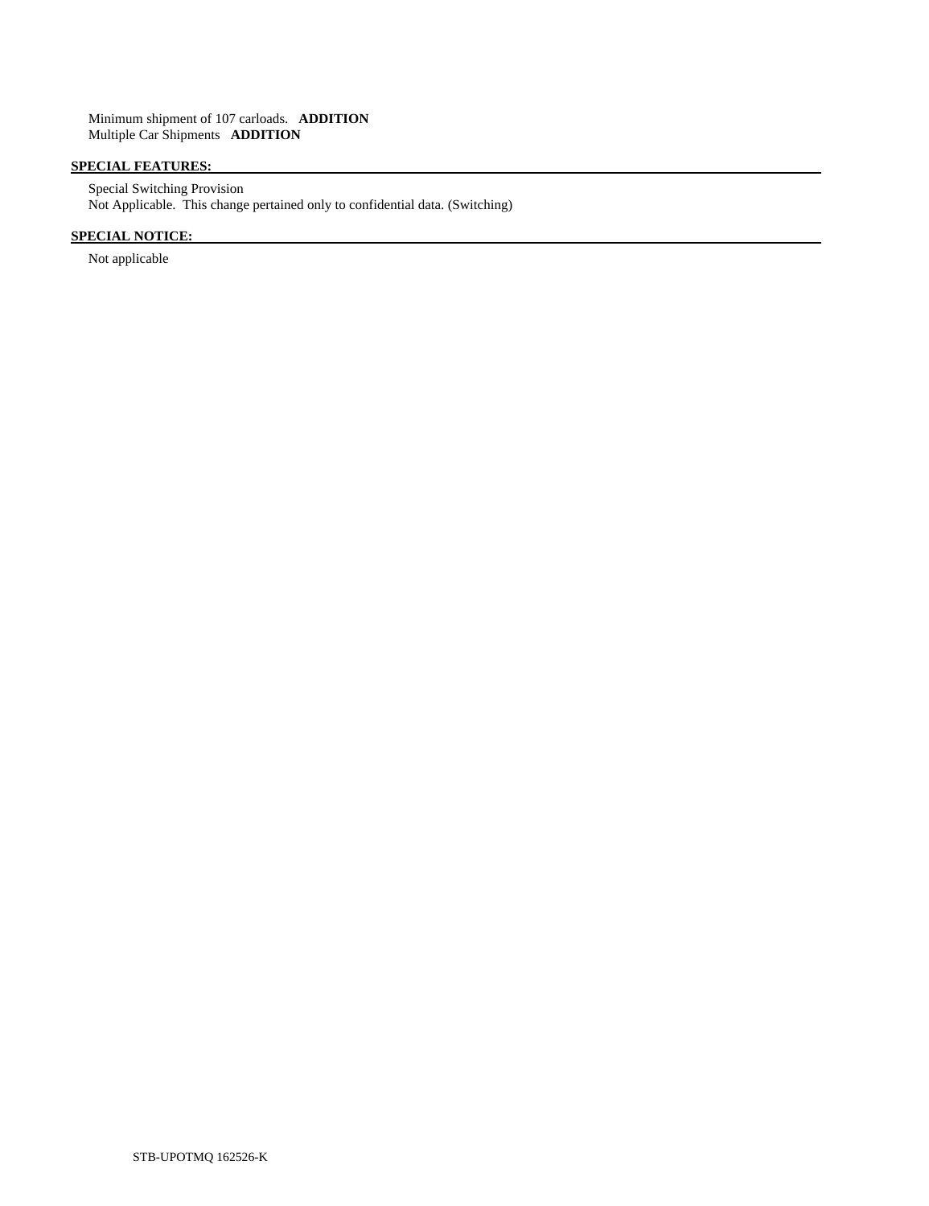Minimum shipment of 107 carloads. **ADDITION**
Multiple Car Shipments **ADDITION**

**SPECIAL FEATURES:**

Special Switching Provision
Not Applicable. This change pertained only to confidential data. (Switching)

**SPECIAL NOTICE:**

Not applicable

STB-UPOTMQ 162526-K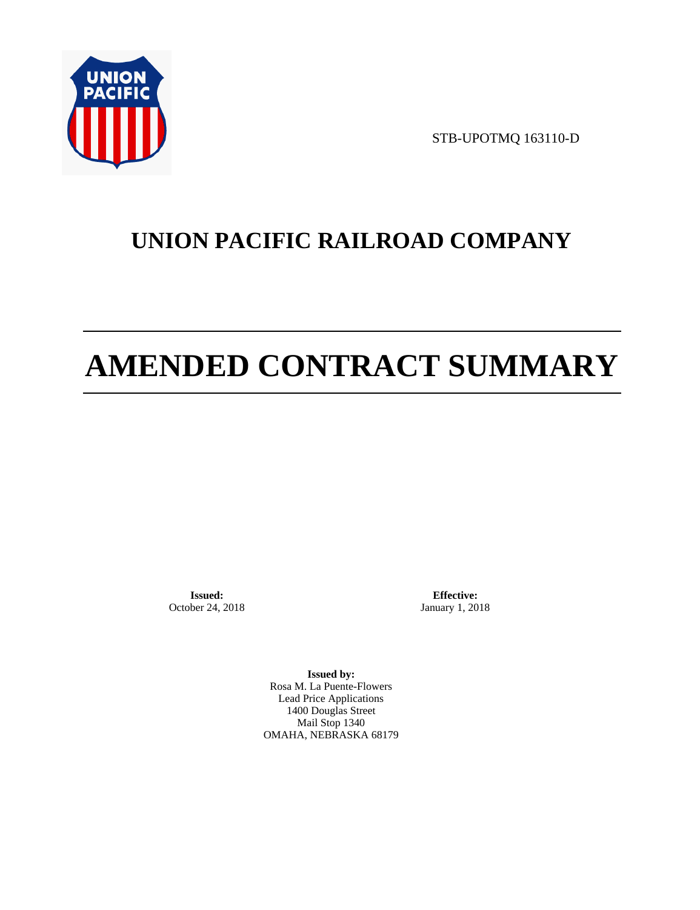STB-UPOTMQ 163110-D

# UNION PACIFIC RAILROAD COMPANY

# AMENDED CONTRACT SUMMARY

**Issued:**
October 24, 2018

**Effective:**
January 1, 2018

**Issued by:**
Rosa M. La Puente-Flowers
Lead Price Applications
1400 Douglas Street
Mail Stop 1340
OMAHA, NEBRASKA 68179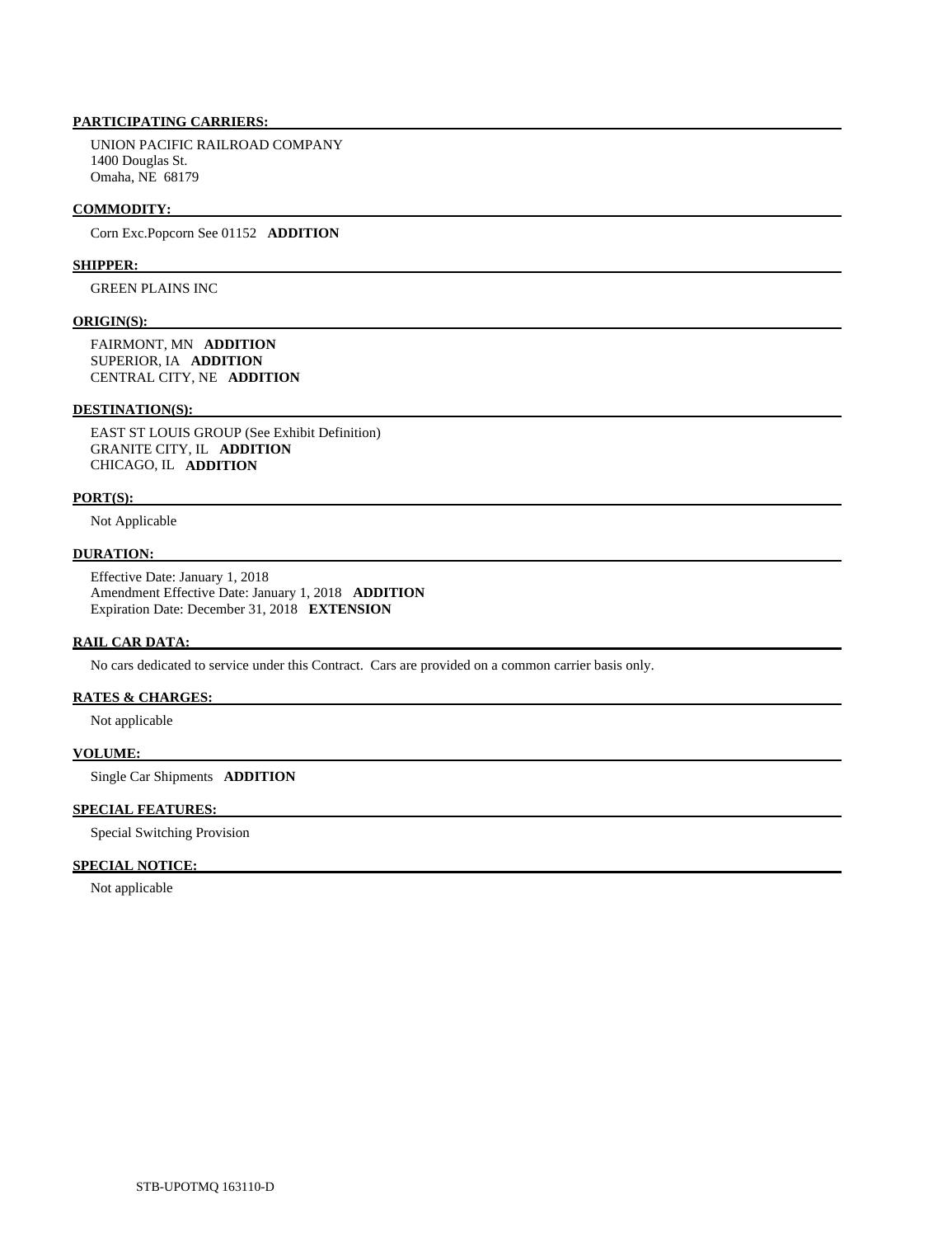**PARTICIPATING CARRIERS:**

UNION PACIFIC RAILROAD COMPANY
1400 Douglas St.
Omaha, NE 68179

**COMMODITY:**

Corn Exc.Popcorn See 01152 **ADDITION**

**SHIPPER:**

GREEN PLAINS INC

**ORIGIN(S):**

FAIRMONT, MN **ADDITION**
SUPERIOR, IA **ADDITION**
CENTRAL CITY, NE **ADDITION**

**DESTINATION(S):**

EAST ST LOUIS GROUP (See Exhibit Definition)
GRANITE CITY, IL **ADDITION**
CHICAGO, IL **ADDITION**

**PORT(S):**

Not Applicable

**DURATION:**

Effective Date: January 1, 2018
Amendment Effective Date: January 1, 2018 **ADDITION**
Expiration Date: December 31, 2018 **EXTENSION**

**RAIL CAR DATA:**

No cars dedicated to service under this Contract. Cars are provided on a common carrier basis only.

**RATES & CHARGES:**

Not applicable

**VOLUME:**

Single Car Shipments **ADDITION**

**SPECIAL FEATURES:**

Special Switching Provision

**SPECIAL NOTICE:**

Not applicable

STB-UPOTMQ 163110-D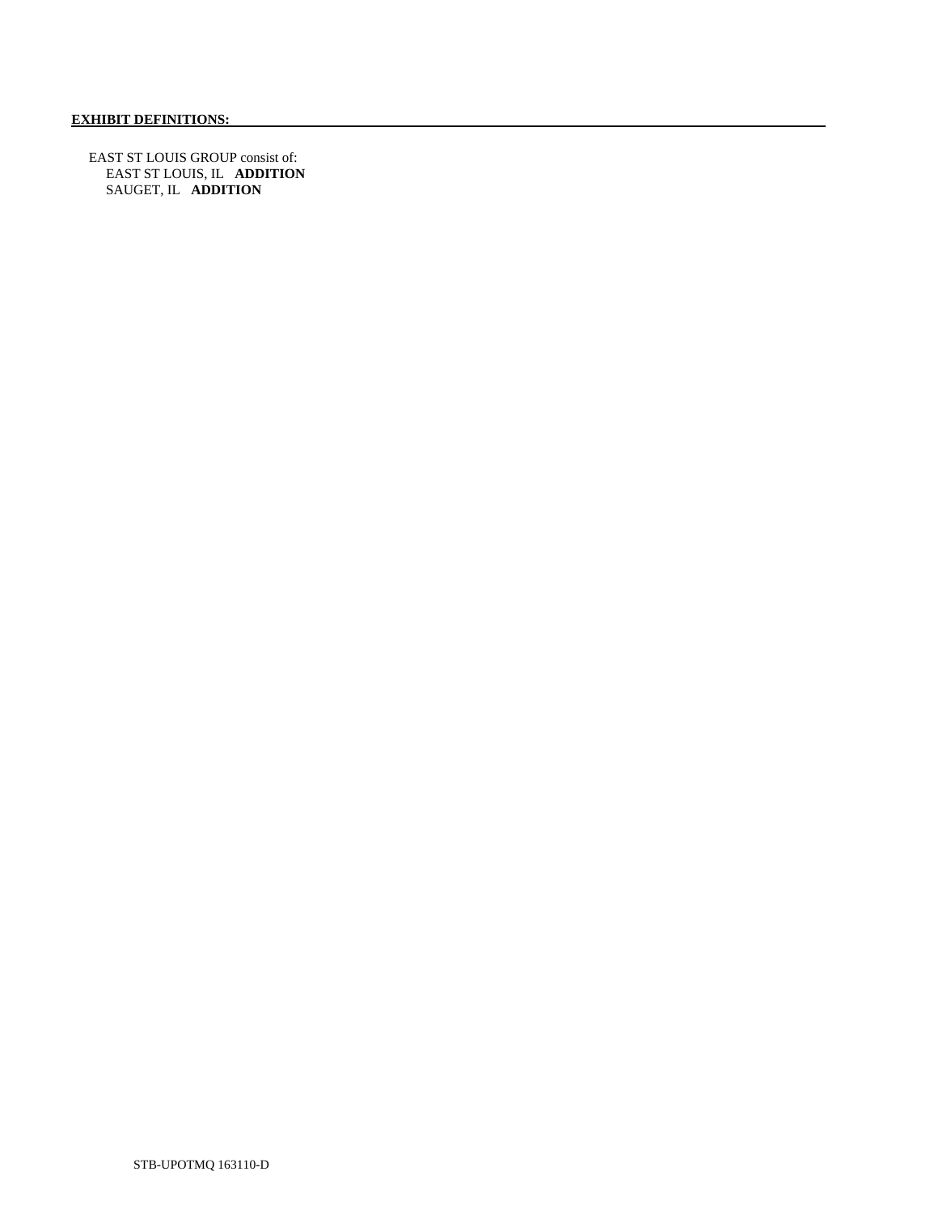**EXHIBIT DEFINITIONS:**

EAST ST LOUIS GROUP consist of:
 EAST ST LOUIS, IL **ADDITION**
 SAUGET, IL **ADDITION**

STB-UPOTMQ 163110-D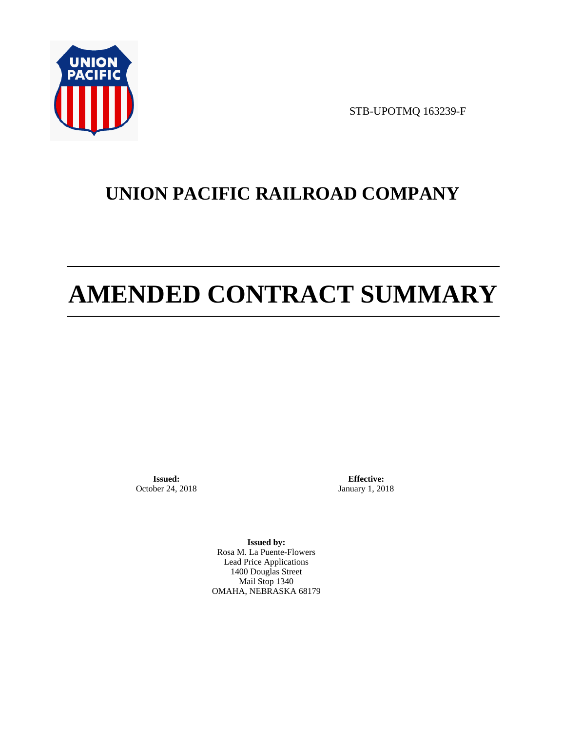STB-UPOTMQ 163239-F

# UNION PACIFIC RAILROAD COMPANY

# AMENDED CONTRACT SUMMARY

**Issued:**
October 24, 2018

**Effective:**
January 1, 2018

**Issued by:**
Rosa M. La Puente-Flowers
Lead Price Applications
1400 Douglas Street
Mail Stop 1340
OMAHA, NEBRASKA 68179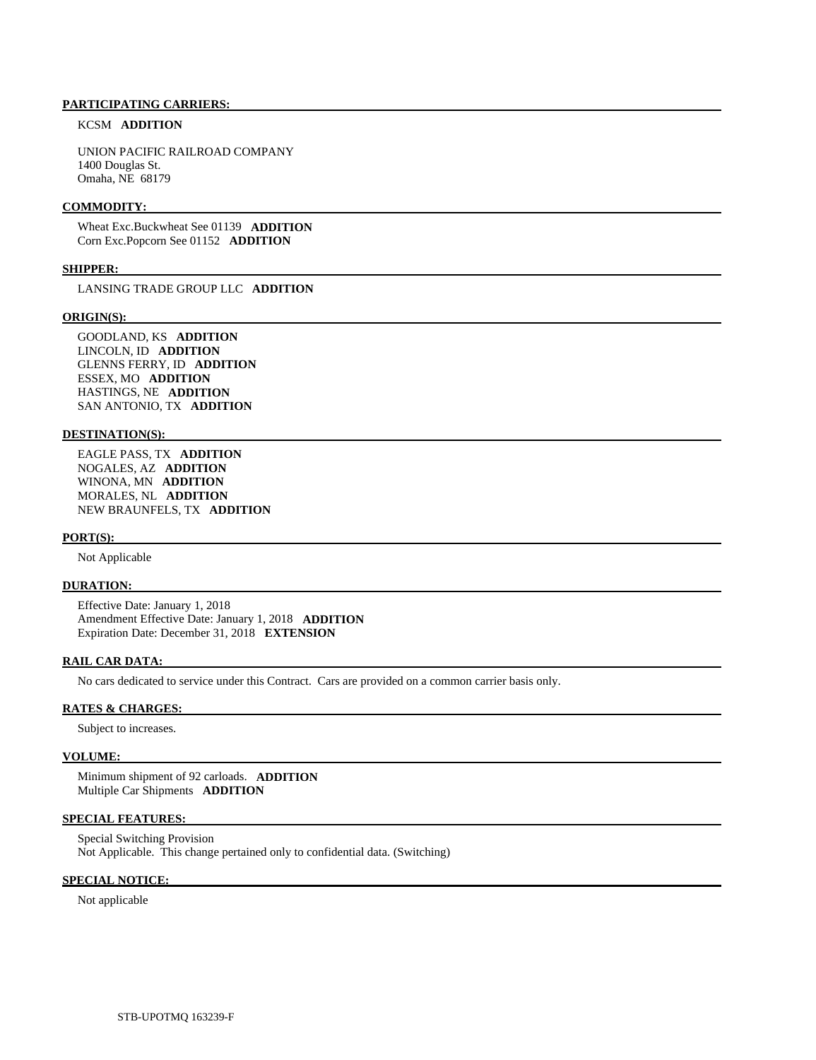**PARTICIPATING CARRIERS:**

KCSM **ADDITION**

UNION PACIFIC RAILROAD COMPANY
1400 Douglas St.
Omaha, NE 68179

**COMMODITY:**

Wheat Exc.Buckwheat See 01139 **ADDITION**
Corn Exc.Popcorn See 01152 **ADDITION**

**SHIPPER:**

LANSING TRADE GROUP LLC **ADDITION**

**ORIGIN(S):**

GOODLAND, KS **ADDITION**
LINCOLN, ID **ADDITION**
GLENNS FERRY, ID **ADDITION**
ESSEX, MO **ADDITION**
HASTINGS, NE **ADDITION**
SAN ANTONIO, TX **ADDITION**

**DESTINATION(S):**

EAGLE PASS, TX **ADDITION**
NOGALES, AZ **ADDITION**
WINONA, MN **ADDITION**
MORALES, NL **ADDITION**
NEW BRAUNFELS, TX **ADDITION**

**PORT(S):**

Not Applicable

**DURATION:**

Effective Date: January 1, 2018
Amendment Effective Date: January 1, 2018 **ADDITION**
Expiration Date: December 31, 2018 **EXTENSION**

**RAIL CAR DATA:**

No cars dedicated to service under this Contract. Cars are provided on a common carrier basis only.

**RATES & CHARGES:**

Subject to increases.

**VOLUME:**

Minimum shipment of 92 carloads. **ADDITION**
Multiple Car Shipments **ADDITION**

**SPECIAL FEATURES:**

Special Switching Provision
Not Applicable. This change pertained only to confidential data. (Switching)

**SPECIAL NOTICE:**

Not applicable

STB-UPOTMQ 163239-F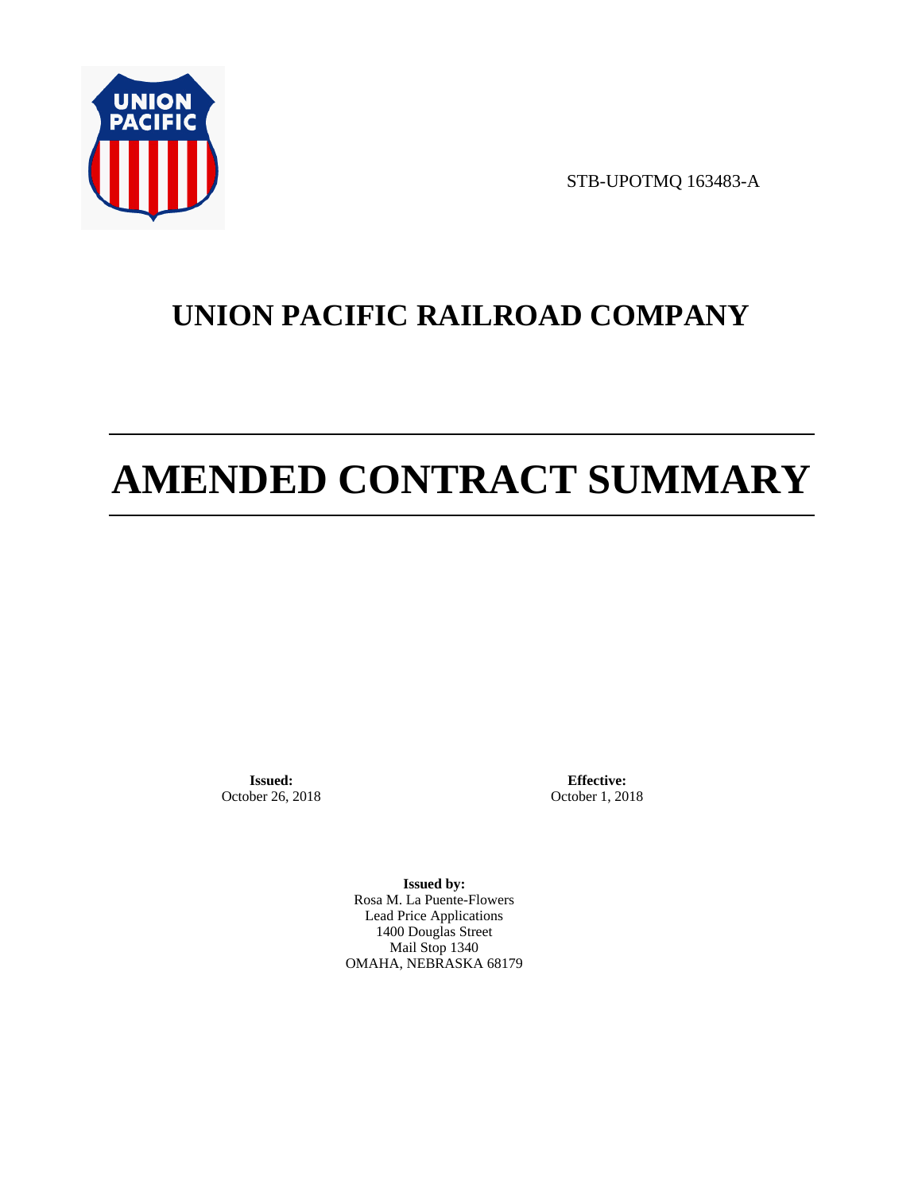STB-UPOTMQ 163483-A

# UNION PACIFIC RAILROAD COMPANY

# AMENDED CONTRACT SUMMARY

**Issued:**
October 26, 2018

**Effective:**
October 1, 2018

**Issued by:**
Rosa M. La Puente-Flowers
Lead Price Applications
1400 Douglas Street
Mail Stop 1340
OMAHA, NEBRASKA 68179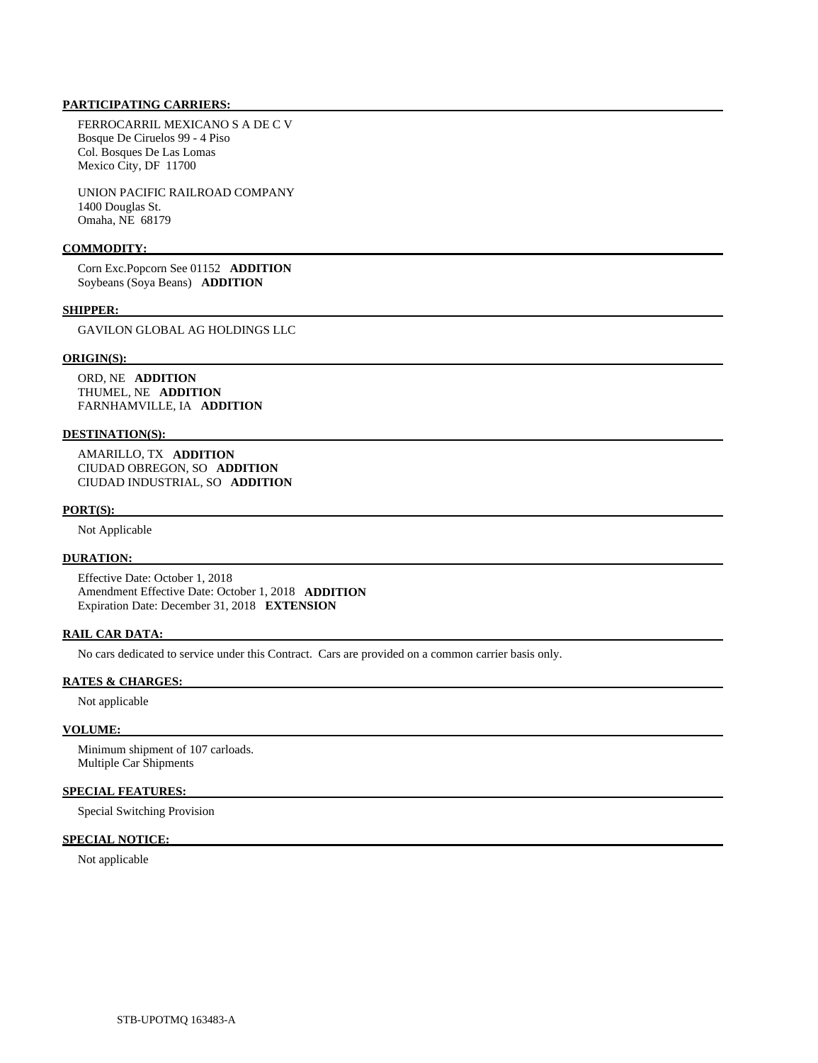**PARTICIPATING CARRIERS:**

FERROCARRIL MEXICANO S A DE C V
Bosque De Ciruelos 99 - 4 Piso
Col. Bosques De Las Lomas
Mexico City, DF 11700

UNION PACIFIC RAILROAD COMPANY
1400 Douglas St.
Omaha, NE 68179

**COMMODITY:**

Corn Exc.Popcorn See 01152 **ADDITION**
Soybeans (Soya Beans) **ADDITION**

**SHIPPER:**

GAVILON GLOBAL AG HOLDINGS LLC

**ORIGIN(S):**

ORD, NE **ADDITION**
THUMEL, NE **ADDITION**
FARNHAMVILLE, IA **ADDITION**

**DESTINATION(S):**

AMARILLO, TX **ADDITION**
CIUDAD OBREGON, SO **ADDITION**
CIUDAD INDUSTRIAL, SO **ADDITION**

**PORT(S):**

Not Applicable

**DURATION:**

Effective Date: October 1, 2018
Amendment Effective Date: October 1, 2018 **ADDITION**
Expiration Date: December 31, 2018 **EXTENSION**

**RAIL CAR DATA:**

No cars dedicated to service under this Contract. Cars are provided on a common carrier basis only.

**RATES & CHARGES:**

Not applicable

**VOLUME:**

Minimum shipment of 107 carloads.
Multiple Car Shipments

**SPECIAL FEATURES:**

Special Switching Provision

**SPECIAL NOTICE:**

Not applicable

STB-UPOTMQ 163483-A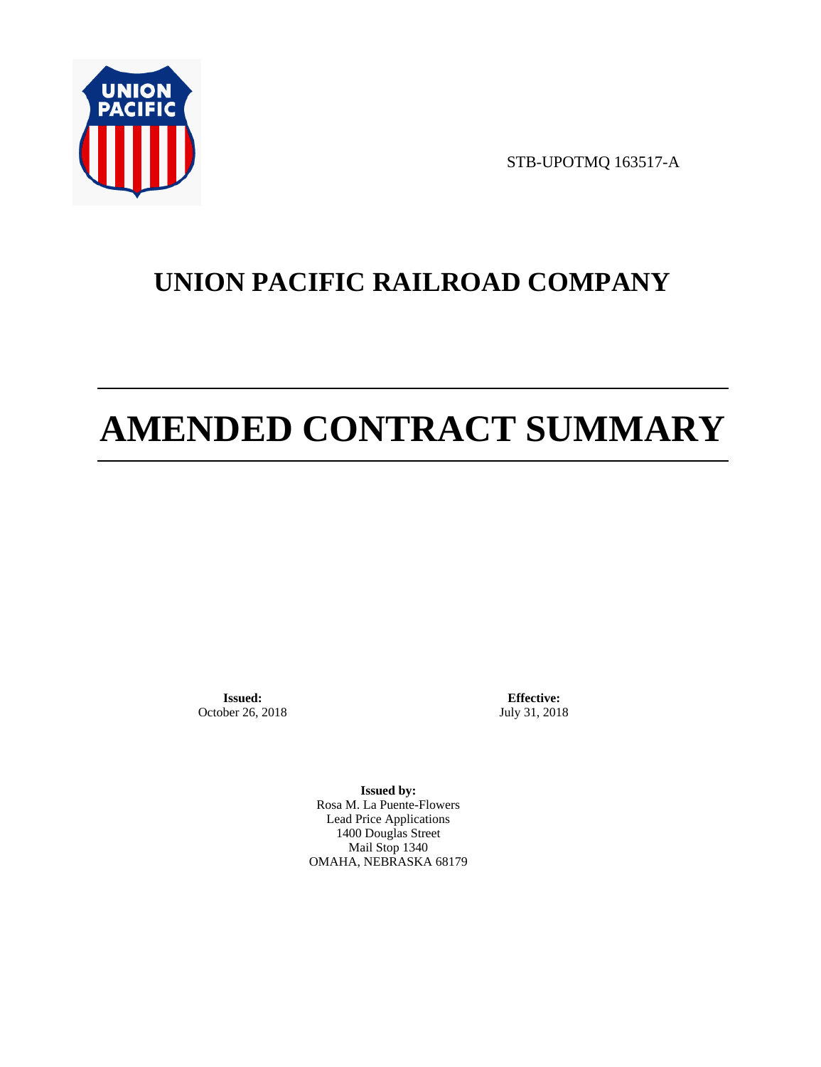STB-UPOTMQ 163517-A

# UNION PACIFIC RAILROAD COMPANY

# AMENDED CONTRACT SUMMARY

**Issued:**
October 26, 2018

**Effective:**
July 31, 2018

**Issued by:**
Rosa M. La Puente-Flowers
Lead Price Applications
1400 Douglas Street
Mail Stop 1340
OMAHA, NEBRASKA 68179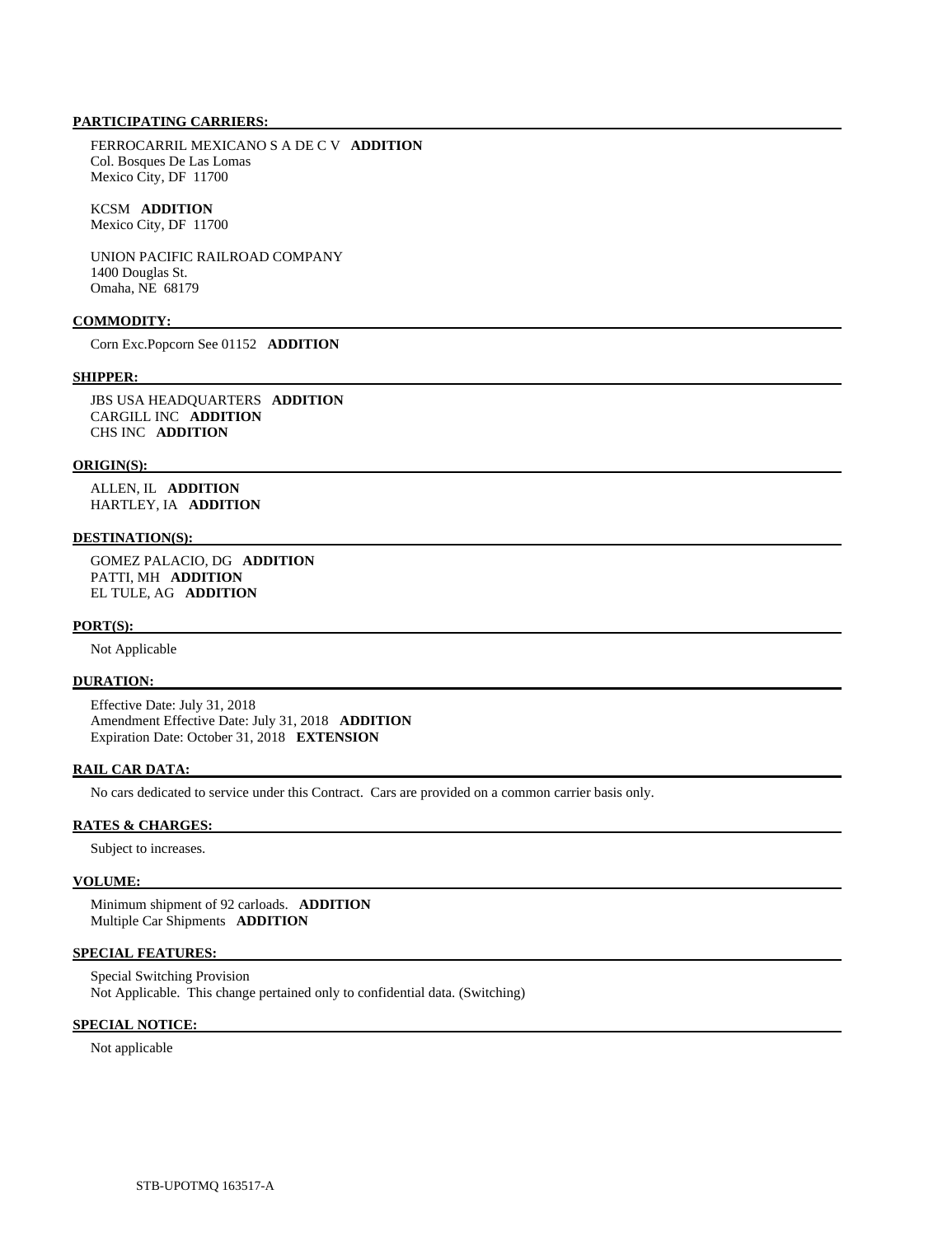## PARTICIPATING CARRIERS:

FERROCARRIL MEXICANO S A DE C V **ADDITION**
Col. Bosques De Las Lomas
Mexico City, DF 11700

KCSM **ADDITION**
Mexico City, DF 11700

UNION PACIFIC RAILROAD COMPANY
1400 Douglas St.
Omaha, NE 68179

## COMMODITY:

Corn Exc.Popcorn See 01152 **ADDITION**

## SHIPPER:

JBS USA HEADQUARTERS **ADDITION**
CARGILL INC **ADDITION**
CHS INC **ADDITION**

## ORIGIN(S):

ALLEN, IL **ADDITION**
HARTLEY, IA **ADDITION**

## DESTINATION(S):

GOMEZ PALACIO, DG **ADDITION**
PATTI, MH **ADDITION**
EL TULE, AG **ADDITION**

## PORT(S):

Not Applicable

## DURATION:

Effective Date: July 31, 2018
Amendment Effective Date: July 31, 2018 **ADDITION**
Expiration Date: October 31, 2018 **EXTENSION**

## RAIL CAR DATA:

No cars dedicated to service under this Contract. Cars are provided on a common carrier basis only.

## RATES & CHARGES:

Subject to increases.

## VOLUME:

Minimum shipment of 92 carloads. **ADDITION**
Multiple Car Shipments **ADDITION**

## SPECIAL FEATURES:

Special Switching Provision
Not Applicable. This change pertained only to confidential data. (Switching)

## SPECIAL NOTICE:

Not applicable

STB-UPOTMQ 163517-A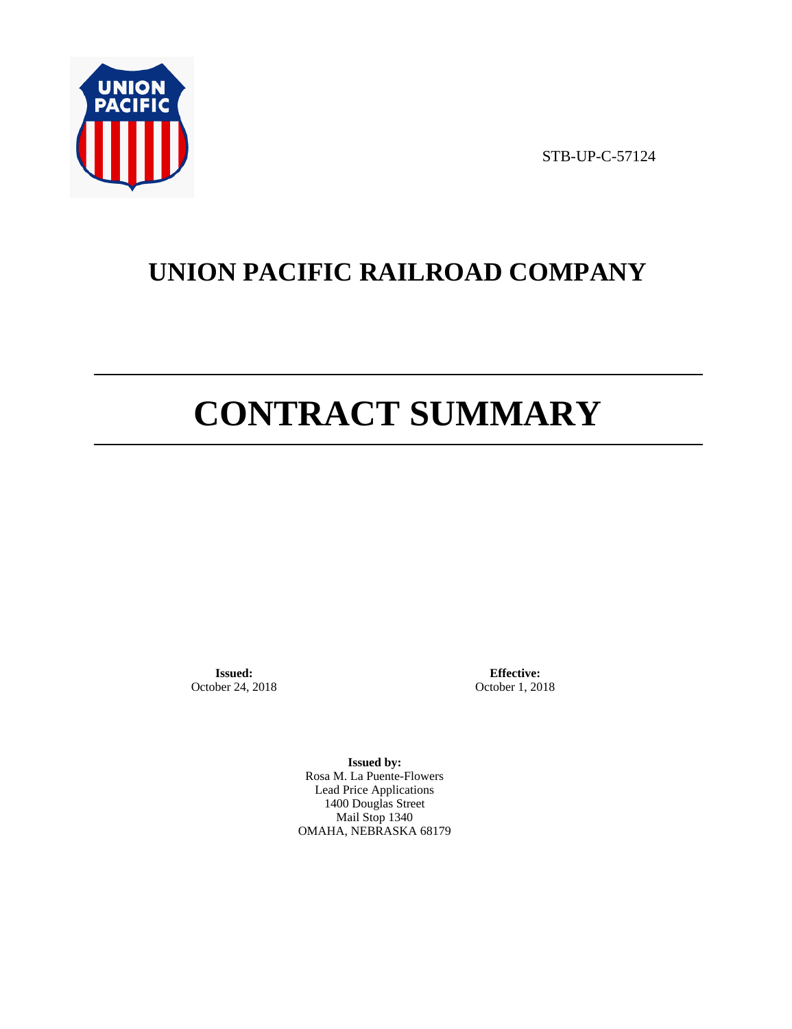STB-UP-C-57124

# UNION PACIFIC RAILROAD COMPANY

# CONTRACT SUMMARY

**Issued:**
October 24, 2018

**Effective:**
October 1, 2018

**Issued by:**
Rosa M. La Puente-Flowers
Lead Price Applications
1400 Douglas Street
Mail Stop 1340
OMAHA, NEBRASKA 68179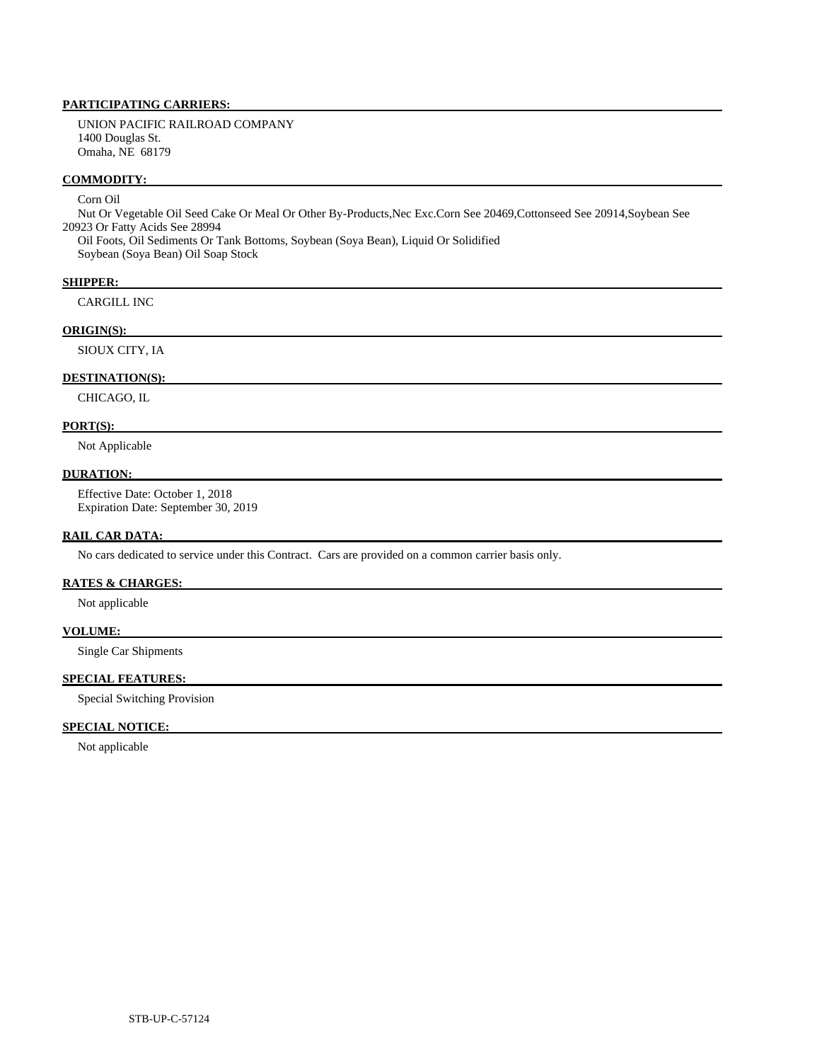**PARTICIPATING CARRIERS:**

UNION PACIFIC RAILROAD COMPANY
1400 Douglas St.
Omaha, NE 68179

**COMMODITY:**

Corn Oil
Nut Or Vegetable Oil Seed Cake Or Meal Or Other By-Products,Nec Exc.Corn See 20469,Cottonseed See 20914,Soybean See 20923 Or Fatty Acids See 28994
Oil Foots, Oil Sediments Or Tank Bottoms, Soybean (Soya Bean), Liquid Or Solidified
Soybean (Soya Bean) Oil Soap Stock

**SHIPPER:**

CARGILL INC

**ORIGIN(S):**

SIOUX CITY, IA

**DESTINATION(S):**

CHICAGO, IL

**PORT(S):**

Not Applicable

**DURATION:**

Effective Date: October 1, 2018
Expiration Date: September 30, 2019

**RAIL CAR DATA:**

No cars dedicated to service under this Contract. Cars are provided on a common carrier basis only.

**RATES & CHARGES:**

Not applicable

**VOLUME:**

Single Car Shipments

**SPECIAL FEATURES:**

Special Switching Provision

**SPECIAL NOTICE:**

Not applicable

STB-UP-C-57124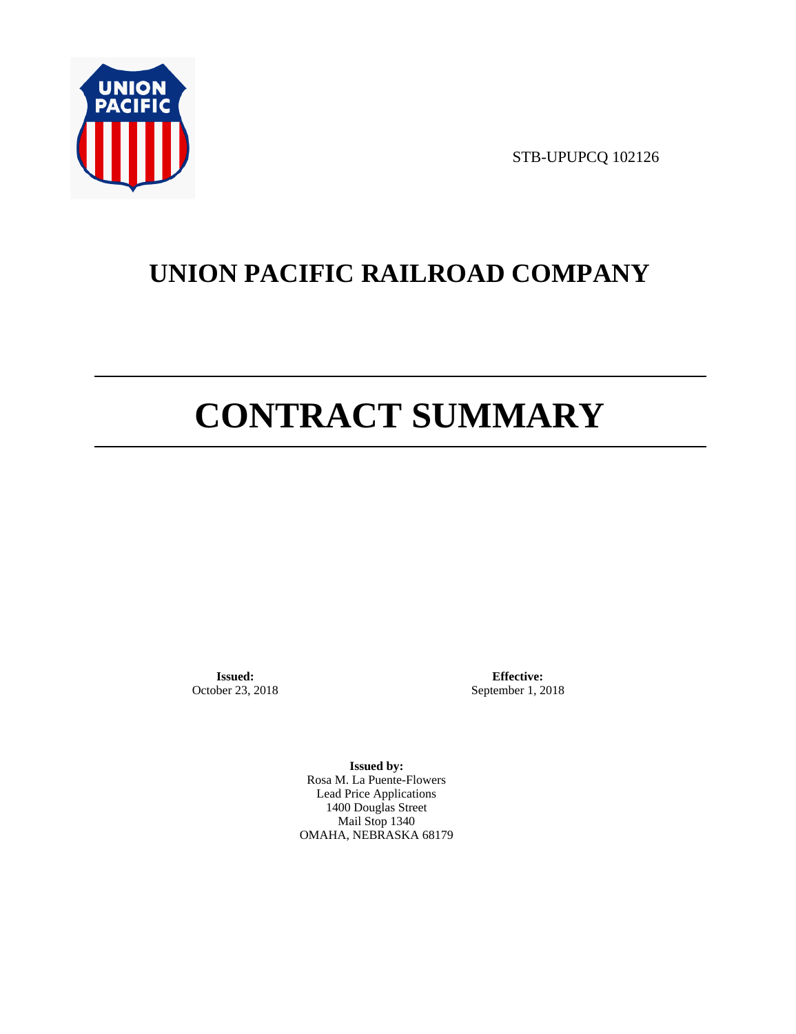STB-UPUPCQ 102126

# UNION PACIFIC RAILROAD COMPANY

# CONTRACT SUMMARY

**Issued:**
October 23, 2018

**Effective:**
September 1, 2018

**Issued by:**
Rosa M. La Puente-Flowers
Lead Price Applications
1400 Douglas Street
Mail Stop 1340
OMAHA, NEBRASKA 68179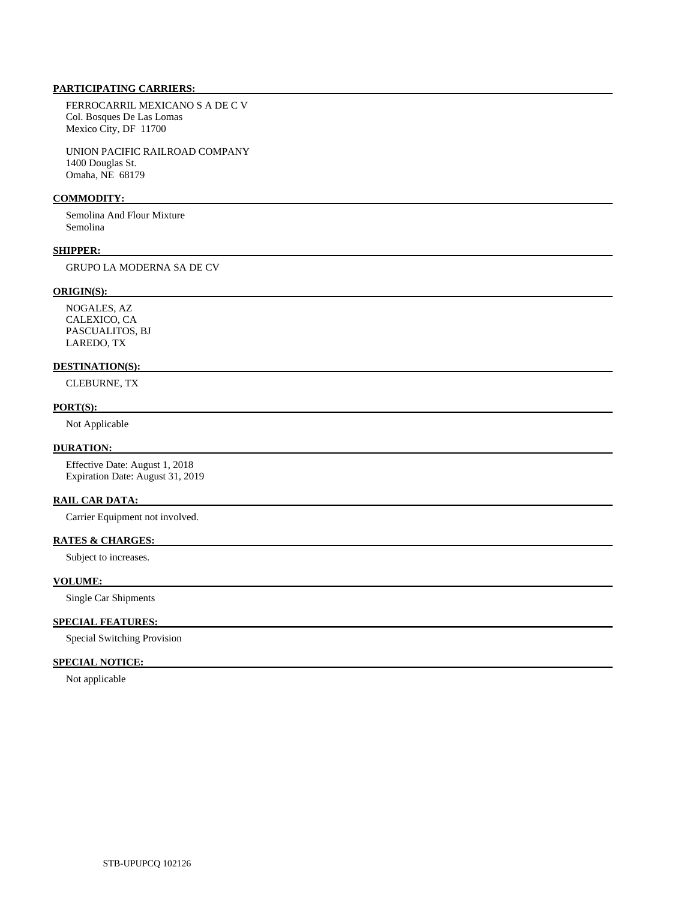**PARTICIPATING CARRIERS:**

FERROCARRIL MEXICANO S A DE C V
Col. Bosques De Las Lomas
Mexico City, DF 11700

UNION PACIFIC RAILROAD COMPANY
1400 Douglas St.
Omaha, NE 68179

**COMMODITY:**

Semolina And Flour Mixture
Semolina

**SHIPPER:**

GRUPO LA MODERNA SA DE CV

**ORIGIN(S):**

NOGALES, AZ
CALEXICO, CA
PASCUALITOS, BJ
LAREDO, TX

**DESTINATION(S):**

CLEBURNE, TX

**PORT(S):**

Not Applicable

**DURATION:**

Effective Date: August 1, 2018
Expiration Date: August 31, 2019

**RAIL CAR DATA:**

Carrier Equipment not involved.

**RATES & CHARGES:**

Subject to increases.

**VOLUME:**

Single Car Shipments

**SPECIAL FEATURES:**

Special Switching Provision

**SPECIAL NOTICE:**

Not applicable

STB-UPUPCQ 102126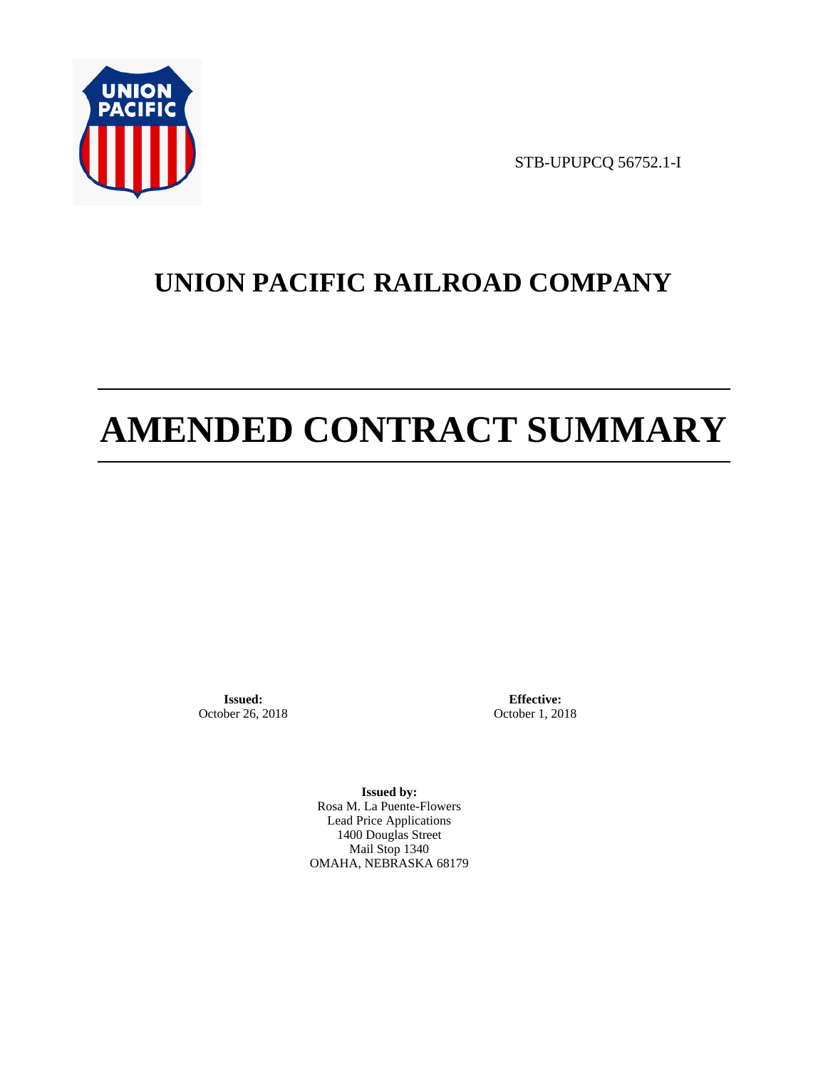STB-UPUPCQ 56752.1-I

# UNION PACIFIC RAILROAD COMPANY

# AMENDED CONTRACT SUMMARY

**Issued:**
October 26, 2018

**Effective:**
October 1, 2018

**Issued by:**
Rosa M. La Puente-Flowers
Lead Price Applications
1400 Douglas Street
Mail Stop 1340
OMAHA, NEBRASKA 68179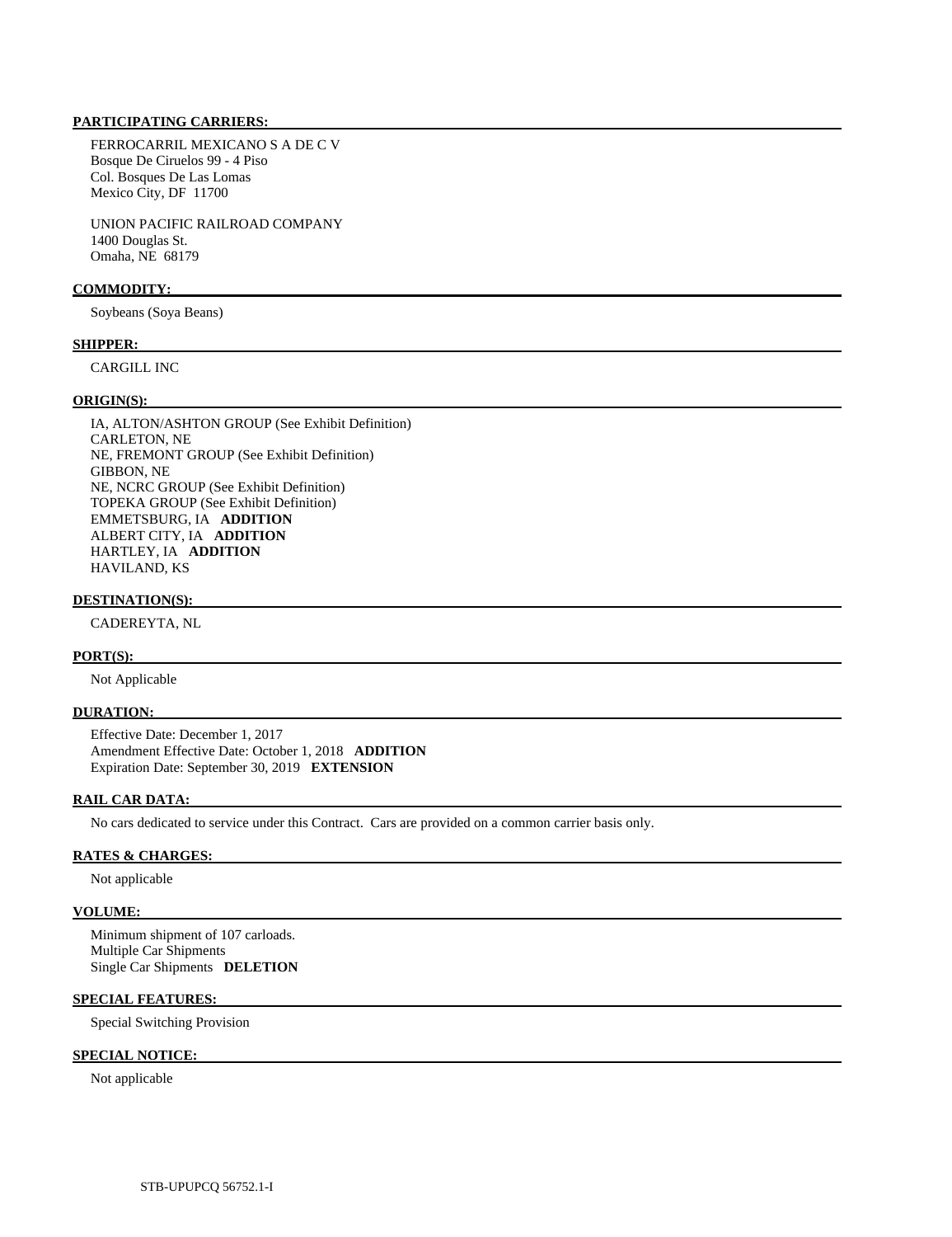**PARTICIPATING CARRIERS:**

FERROCARRIL MEXICANO S A DE C V
Bosque De Ciruelos 99 - 4 Piso
Col. Bosques De Las Lomas
Mexico City, DF 11700

UNION PACIFIC RAILROAD COMPANY
1400 Douglas St.
Omaha, NE 68179

**COMMODITY:**

Soybeans (Soya Beans)

**SHIPPER:**

CARGILL INC

**ORIGIN(S):**

IA, ALTON/ASHTON GROUP (See Exhibit Definition)
CARLETON, NE
NE, FREMONT GROUP (See Exhibit Definition)
GIBBON, NE
NE, NCRC GROUP (See Exhibit Definition)
TOPEKA GROUP (See Exhibit Definition)
EMMETSBURG, IA **ADDITION**
ALBERT CITY, IA **ADDITION**
HARTLEY, IA **ADDITION**
HAVILAND, KS

**DESTINATION(S):**

CADEREYTA, NL

**PORT(S):**

Not Applicable

**DURATION:**

Effective Date: December 1, 2017
Amendment Effective Date: October 1, 2018 **ADDITION**
Expiration Date: September 30, 2019 **EXTENSION**

**RAIL CAR DATA:**

No cars dedicated to service under this Contract. Cars are provided on a common carrier basis only.

**RATES & CHARGES:**

Not applicable

**VOLUME:**

Minimum shipment of 107 carloads.
Multiple Car Shipments
Single Car Shipments **DELETION**

**SPECIAL FEATURES:**

Special Switching Provision

**SPECIAL NOTICE:**

Not applicable

STB-UPUPCQ 56752.1-I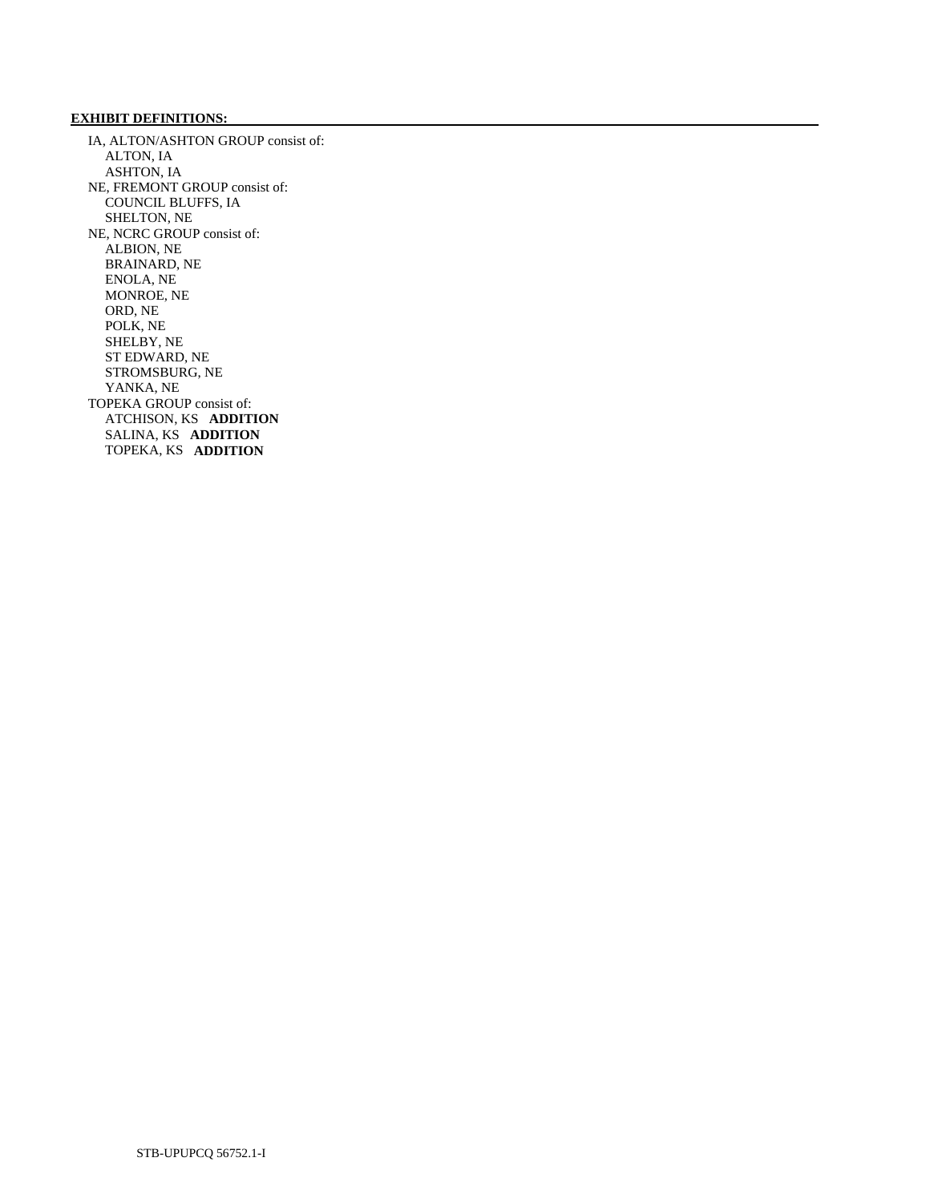**EXHIBIT DEFINITIONS:**

IA, ALTON/ASHTON GROUP consist of:
- ALTON, IA
- ASHTON, IA

NE, FREMONT GROUP consist of:
- COUNCIL BLUFFS, IA
- SHELTON, NE

NE, NCRC GROUP consist of:
- ALBION, NE
- BRAINARD, NE
- ENOLA, NE
- MONROE, NE
- ORD, NE
- POLK, NE
- SHELBY, NE
- ST EDWARD, NE
- STROMSBURG, NE
- YANKA, NE

TOPEKA GROUP consist of:
- ATCHISON, KS **ADDITION**
- SALINA, KS **ADDITION**
- TOPEKA, KS **ADDITION**

STB-UPUPCQ 56752.1-I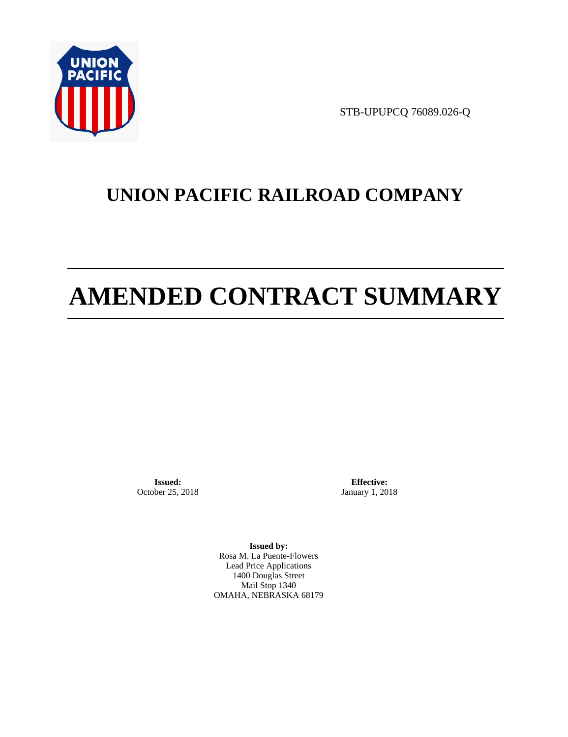STB-UPUPCQ 76089.026-Q

# UNION PACIFIC RAILROAD COMPANY

# AMENDED CONTRACT SUMMARY

**Issued:**
October 25, 2018

**Effective:**
January 1, 2018

**Issued by:**
Rosa M. La Puente-Flowers
Lead Price Applications
1400 Douglas Street
Mail Stop 1340
OMAHA, NEBRASKA 68179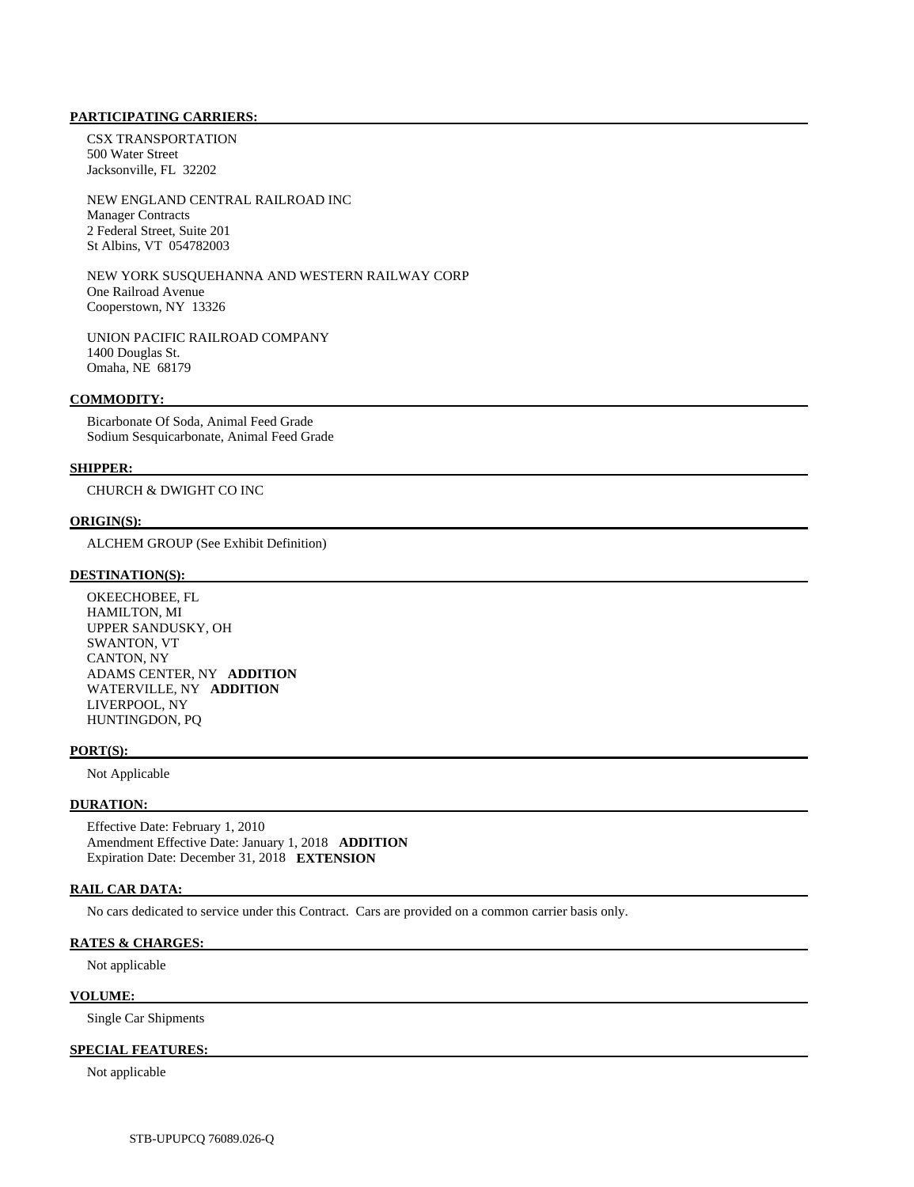**PARTICIPATING CARRIERS:**

CSX TRANSPORTATION
500 Water Street
Jacksonville, FL 32202

NEW ENGLAND CENTRAL RAILROAD INC
Manager Contracts
2 Federal Street, Suite 201
St Albins, VT 054782003

NEW YORK SUSQUEHANNA AND WESTERN RAILWAY CORP
One Railroad Avenue
Cooperstown, NY 13326

UNION PACIFIC RAILROAD COMPANY
1400 Douglas St.
Omaha, NE 68179

**COMMODITY:**

Bicarbonate Of Soda, Animal Feed Grade
Sodium Sesquicarbonate, Animal Feed Grade

**SHIPPER:**

CHURCH & DWIGHT CO INC

**ORIGIN(S):**

ALCHEM GROUP (See Exhibit Definition)

**DESTINATION(S):**

OKEECHOBEE, FL
HAMILTON, MI
UPPER SANDUSKY, OH
SWANTON, VT
CANTON, NY
ADAMS CENTER, NY **ADDITION**
WATERVILLE, NY **ADDITION**
LIVERPOOL, NY
HUNTINGDON, PQ

**PORT(S):**

Not Applicable

**DURATION:**

Effective Date: February 1, 2010
Amendment Effective Date: January 1, 2018 **ADDITION**
Expiration Date: December 31, 2018 **EXTENSION**

**RAIL CAR DATA:**

No cars dedicated to service under this Contract. Cars are provided on a common carrier basis only.

**RATES & CHARGES:**

Not applicable

**VOLUME:**

Single Car Shipments

**SPECIAL FEATURES:**

Not applicable

STB-UPUPCQ 76089.026-Q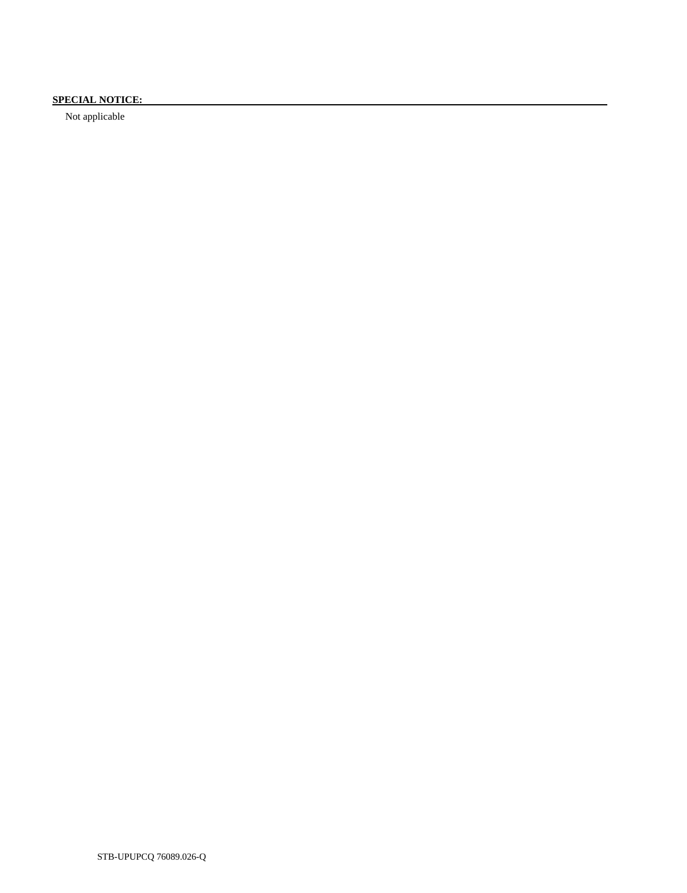**SPECIAL NOTICE:**

Not applicable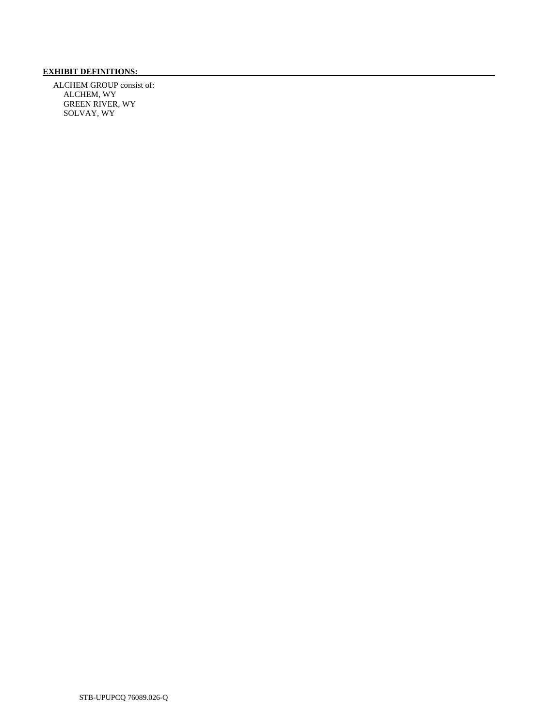**EXHIBIT DEFINITIONS:**

ALCHEM GROUP consist of:

- ALCHEM, WY
- GREEN RIVER, WY
- SOLVAY, WY

STB-UPUPCQ 76089.026-Q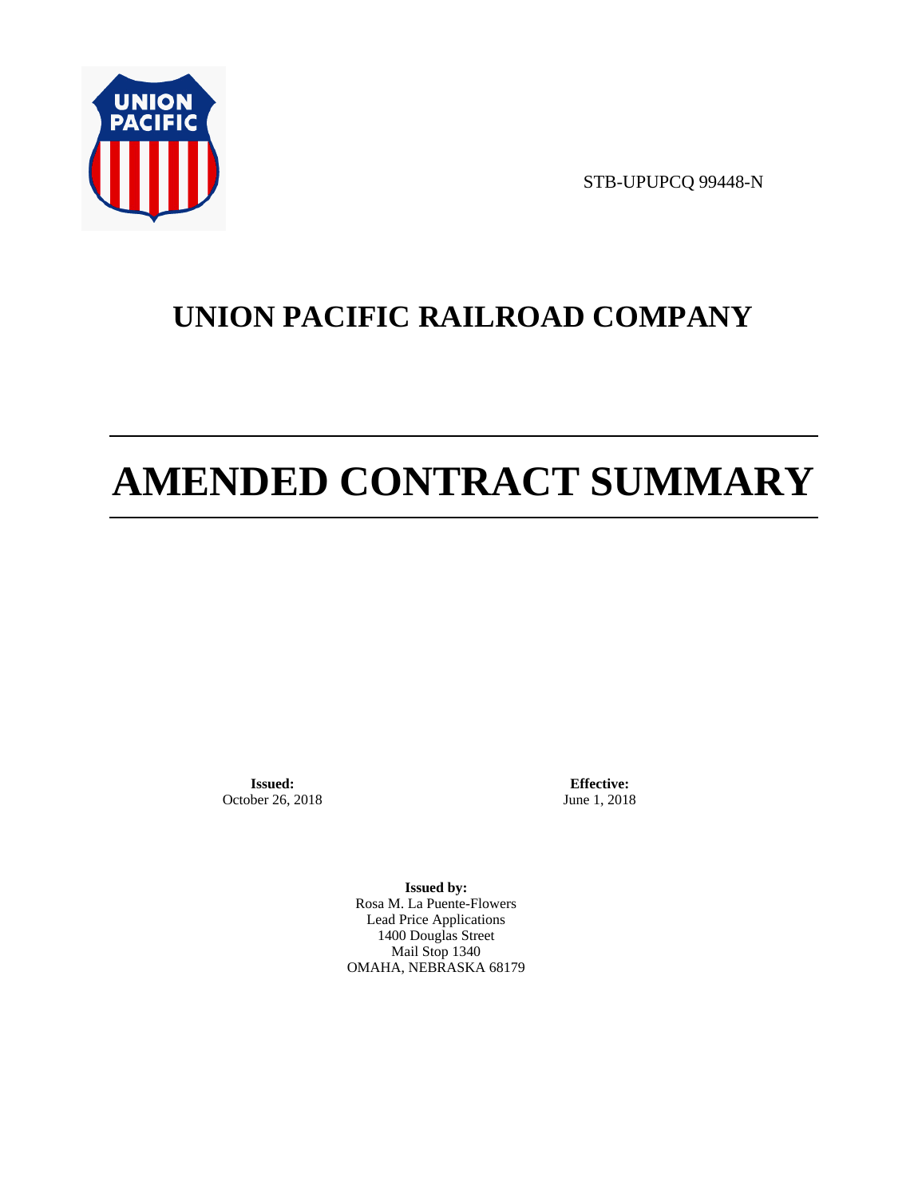STB-UPUPCQ 99448-N

# UNION PACIFIC RAILROAD COMPANY

# AMENDED CONTRACT SUMMARY

**Issued:**
October 26, 2018

**Effective:**
June 1, 2018

**Issued by:**
Rosa M. La Puente-Flowers
Lead Price Applications
1400 Douglas Street
Mail Stop 1340
OMAHA, NEBRASKA 68179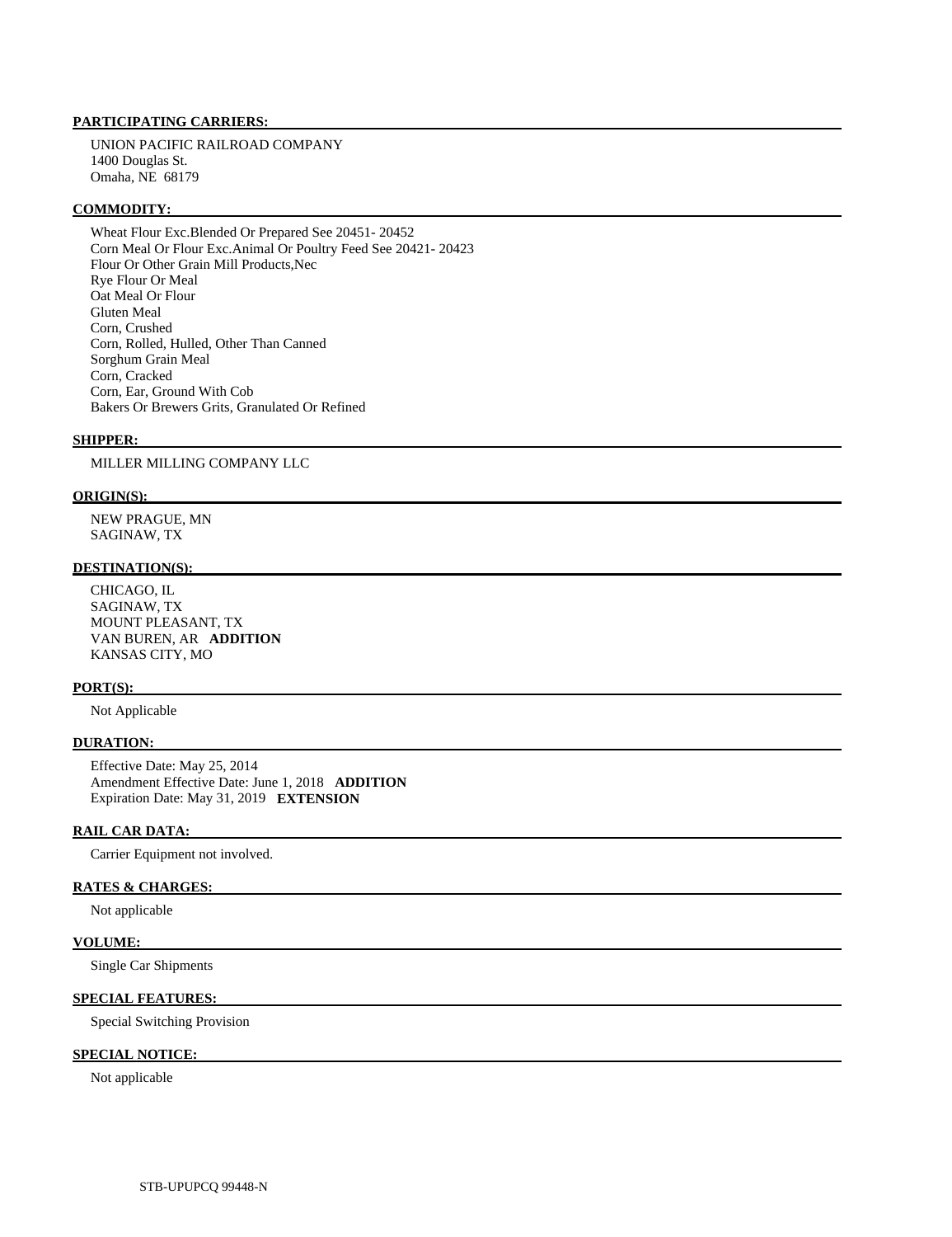**PARTICIPATING CARRIERS:**

UNION PACIFIC RAILROAD COMPANY
1400 Douglas St.
Omaha, NE 68179

**COMMODITY:**

Wheat Flour Exc.Blended Or Prepared See 20451- 20452
Corn Meal Or Flour Exc.Animal Or Poultry Feed See 20421- 20423
Flour Or Other Grain Mill Products,Nec
Rye Flour Or Meal
Oat Meal Or Flour
Gluten Meal
Corn, Crushed
Corn, Rolled, Hulled, Other Than Canned
Sorghum Grain Meal
Corn, Cracked
Corn, Ear, Ground With Cob
Bakers Or Brewers Grits, Granulated Or Refined

**SHIPPER:**

MILLER MILLING COMPANY LLC

**ORIGIN(S):**

NEW PRAGUE, MN
SAGINAW, TX

**DESTINATION(S):**

CHICAGO, IL
SAGINAW, TX
MOUNT PLEASANT, TX
VAN BUREN, AR **ADDITION**
KANSAS CITY, MO

**PORT(S):**

Not Applicable

**DURATION:**

Effective Date: May 25, 2014
Amendment Effective Date: June 1, 2018 **ADDITION**
Expiration Date: May 31, 2019 **EXTENSION**

**RAIL CAR DATA:**

Carrier Equipment not involved.

**RATES & CHARGES:**

Not applicable

**VOLUME:**

Single Car Shipments

**SPECIAL FEATURES:**

Special Switching Provision

**SPECIAL NOTICE:**

Not applicable

STB-UPUPCQ 99448-N